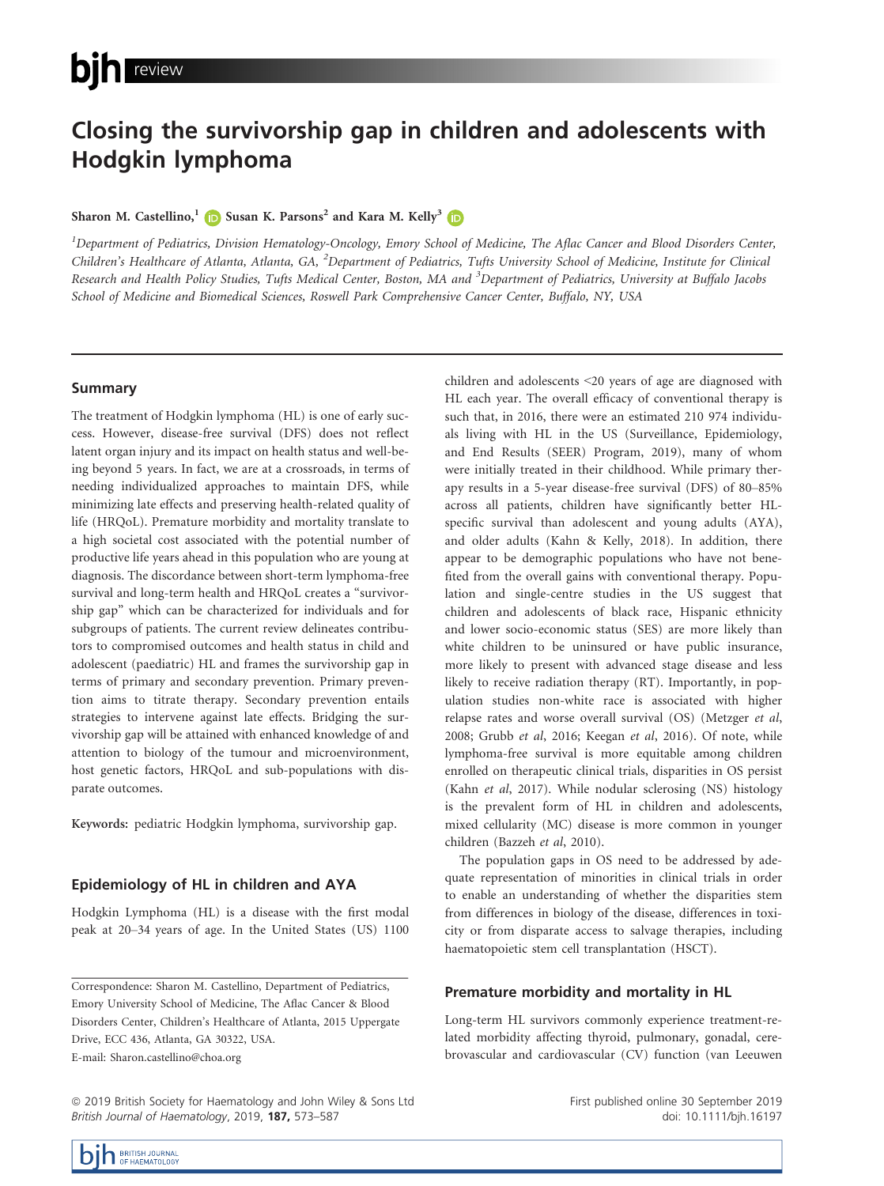# Closing the survivorship gap in children and adolescents with Hodgkin lymphoma

**Sharon M. Castellino,[1] Susan K. Parsons[2] and Kara M. Kelly[3]**

[1]Department of Pediatrics, Division Hematology-Oncology, Emory School of Medicine, The Aflac Cancer and Blood Disorders Center, Children's Healthcare of Atlanta, Atlanta, GA, [2]Department of Pediatrics, Tufts University School of Medicine, Institute for Clinical Research and Health Policy Studies, Tufts Medical Center, Boston, MA and [3]Department of Pediatrics, University at Buffalo Jacobs School of Medicine and Biomedical Sciences, Roswell Park Comprehensive Cancer Center, Buffalo, NY, USA

## Summary

The treatment of Hodgkin lymphoma (HL) is one of early success. However, disease-free survival (DFS) does not reflect latent organ injury and its impact on health status and well-being beyond 5 years. In fact, we are at a crossroads, in terms of needing individualized approaches to maintain DFS, while minimizing late effects and preserving health-related quality of life (HRQoL). Premature morbidity and mortality translate to a high societal cost associated with the potential number of productive life years ahead in this population who are young at diagnosis. The discordance between short-term lymphoma-free survival and long-term health and HRQoL creates a "survivorship gap" which can be characterized for individuals and for subgroups of patients. The current review delineates contributors to compromised outcomes and health status in child and adolescent (paediatric) HL and frames the survivorship gap in terms of primary and secondary prevention. Primary prevention aims to titrate therapy. Secondary prevention entails strategies to intervene against late effects. Bridging the survivorship gap will be attained with enhanced knowledge of and attention to biology of the tumour and microenvironment, host genetic factors, HRQoL and sub-populations with disparate outcomes.

**Keywords:** pediatric Hodgkin lymphoma, survivorship gap.

## Epidemiology of HL in children and AYA

Hodgkin Lymphoma (HL) is a disease with the first modal peak at 20–34 years of age. In the United States (US) 1100 children and adolescents <20 years of age are diagnosed with HL each year. The overall efficacy of conventional therapy is such that, in 2016, there were an estimated 210 974 individuals living with HL in the US (Surveillance, Epidemiology, and End Results (SEER) Program, 2019), many of whom were initially treated in their childhood. While primary therapy results in a 5-year disease-free survival (DFS) of 80–85% across all patients, children have significantly better HL-specific survival than adolescent and young adults (AYA), and older adults (Kahn & Kelly, 2018). In addition, there appear to be demographic populations who have not benefited from the overall gains with conventional therapy. Population and single-centre studies in the US suggest that children and adolescents of black race, Hispanic ethnicity and lower socio-economic status (SES) are more likely than white children to be uninsured or have public insurance, more likely to present with advanced stage disease and less likely to receive radiation therapy (RT). Importantly, in population studies non-white race is associated with higher relapse rates and worse overall survival (OS) (Metzger *et al*, 2008; Grubb *et al*, 2016; Keegan *et al*, 2016). Of note, while lymphoma-free survival is more equitable among children enrolled on therapeutic clinical trials, disparities in OS persist (Kahn *et al*, 2017). While nodular sclerosing (NS) histology is the prevalent form of HL in children and adolescents, mixed cellularity (MC) disease is more common in younger children (Bazzeh *et al*, 2010).

The population gaps in OS need to be addressed by adequate representation of minorities in clinical trials in order to enable an understanding of whether the disparities stem from differences in biology of the disease, differences in toxicity or from disparate access to salvage therapies, including haematopoietic stem cell transplantation (HSCT).

## Premature morbidity and mortality in HL

Long-term HL survivors commonly experience treatment-related morbidity affecting thyroid, pulmonary, gonadal, cerebrovascular and cardiovascular (CV) function (van Leeuwen

Correspondence: Sharon M. Castellino, Department of Pediatrics, Emory University School of Medicine, The Aflac Cancer & Blood Disorders Center, Children's Healthcare of Atlanta, 2015 Uppergate Drive, ECC 436, Atlanta, GA 30322, USA.
E-mail: Sharon.castellino@choa.org

© 2019 British Society for Haematology and John Wiley & Sons Ltd

First published online 30 September 2019
doi: 10.1111/bjh.16197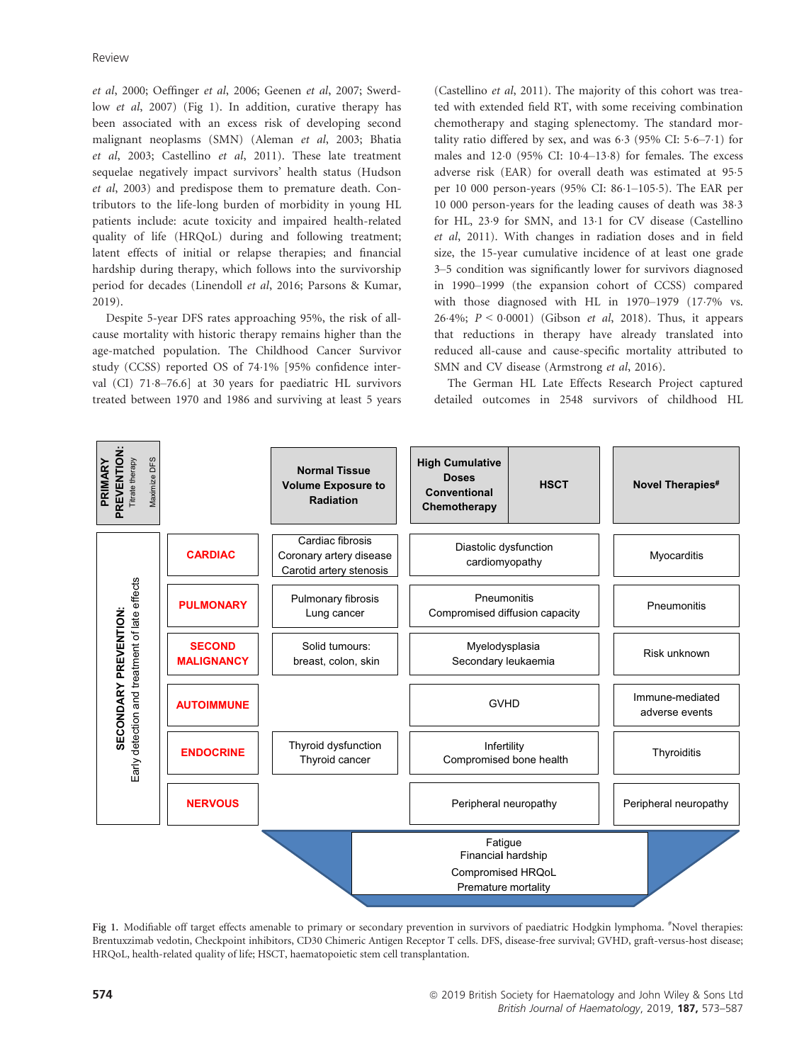et al, 2000; Oeffinger et al, 2006; Geenen et al, 2007; Swerdlow et al, 2007) (Fig 1). In addition, curative therapy has been associated with an excess risk of developing second malignant neoplasms (SMN) (Aleman et al, 2003; Bhatia et al, 2003; Castellino et al, 2011). These late treatment sequelae negatively impact survivors' health status (Hudson et al, 2003) and predispose them to premature death. Contributors to the life-long burden of morbidity in young HL patients include: acute toxicity and impaired health-related quality of life (HRQoL) during and following treatment; latent effects of initial or relapse therapies; and financial hardship during therapy, which follows into the survivorship period for decades (Linendoll et al, 2016; Parsons & Kumar, 2019).

Despite 5-year DFS rates approaching 95%, the risk of all-cause mortality with historic therapy remains higher than the age-matched population. The Childhood Cancer Survivor study (CCSS) reported OS of 74·1% [95% confidence interval (CI) 71·8–76.6] at 30 years for paediatric HL survivors treated between 1970 and 1986 and surviving at least 5 years (Castellino et al, 2011). The majority of this cohort was treated with extended field RT, with some receiving combination chemotherapy and staging splenectomy. The standard mortality ratio differed by sex, and was 6·3 (95% CI: 5·6–7·1) for males and 12·0 (95% CI: 10·4–13·8) for females. The excess adverse risk (EAR) for overall death was estimated at 95·5 per 10 000 person-years (95% CI: 86·1–105·5). The EAR per 10 000 person-years for the leading causes of death was 38·3 for HL, 23·9 for SMN, and 13·1 for CV disease (Castellino et al, 2011). With changes in radiation doses and in field size, the 15-year cumulative incidence of at least one grade 3–5 condition was significantly lower for survivors diagnosed in 1990–1999 (the expansion cohort of CCSS) compared with those diagnosed with HL in 1970–1979 (17·7% vs. 26·4%; $P < 0·0001$) (Gibson et al, 2018). Thus, it appears that reductions in therapy have already translated into reduced all-cause and cause-specific mortality attributed to SMN and CV disease (Armstrong et al, 2016).

The German HL Late Effects Research Project captured detailed outcomes in 2548 survivors of childhood HL

| PRIMARY PREVENTION: Titrate therapy, Maximize DFS | | Normal Tissue Volume Exposure to Radiation | High Cumulative Doses Conventional Chemotherapy | HSCT | Novel Therapies[#] |
|---|---|---|---|---|---|
| SECONDARY PREVENTION: Early detection and treatment of late effects | CARDIAC | Cardiac fibrosis<br>Coronary artery disease<br>Carotid artery stenosis | Diastolic dysfunction cardiomyopathy | | Myocarditis |
| | PULMONARY | Pulmonary fibrosis<br>Lung cancer | Pneumonitis<br>Compromised diffusion capacity | | Pneumonitis |
| | SECOND MALIGNANCY | Solid tumours: breast, colon, skin | Myelodysplasia<br>Secondary leukaemia | | Risk unknown |
| | AUTOIMMUNE | | GVHD | | Immune-mediated adverse events |
| | ENDOCRINE | Thyroid dysfunction<br>Thyroid cancer | Infertility<br>Compromised bone health | | Thyroiditis |
| | NERVOUS | | Peripheral neuropathy | | Peripheral neuropathy |

Fatigue
Financial hardship
Compromised HRQoL
Premature mortality

Fig 1. Modifiable off target effects amenable to primary or secondary prevention in survivors of paediatric Hodgkin lymphoma. [#]Novel therapies: Brentuxzimab vedotin, Checkpoint inhibitors, CD30 Chimeric Antigen Receptor T cells. DFS, disease-free survival; GVHD, graft-versus-host disease; HRQoL, health-related quality of life; HSCT, haematopoietic stem cell transplantation.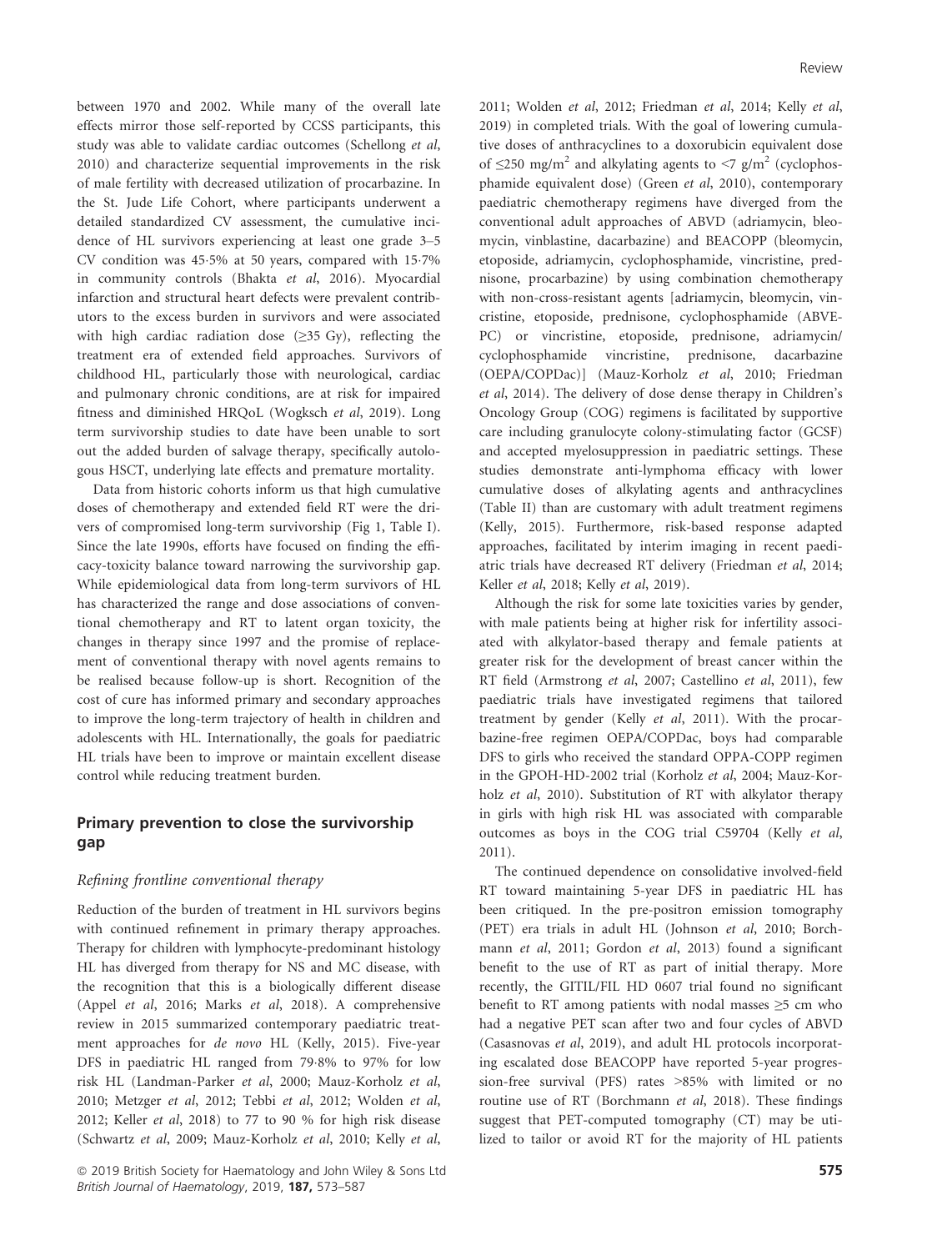between 1970 and 2002. While many of the overall late effects mirror those self-reported by CCSS participants, this study was able to validate cardiac outcomes (Schellong *et al*, 2010) and characterize sequential improvements in the risk of male fertility with decreased utilization of procarbazine. In the St. Jude Life Cohort, where participants underwent a detailed standardized CV assessment, the cumulative incidence of HL survivors experiencing at least one grade 3–5 CV condition was 45·5% at 50 years, compared with 15·7% in community controls (Bhakta *et al*, 2016). Myocardial infarction and structural heart defects were prevalent contributors to the excess burden in survivors and were associated with high cardiac radiation dose (≥35 Gy), reflecting the treatment era of extended field approaches. Survivors of childhood HL, particularly those with neurological, cardiac and pulmonary chronic conditions, are at risk for impaired fitness and diminished HRQoL (Wogksch *et al*, 2019). Long term survivorship studies to date have been unable to sort out the added burden of salvage therapy, specifically autologous HSCT, underlying late effects and premature mortality.

Data from historic cohorts inform us that high cumulative doses of chemotherapy and extended field RT were the drivers of compromised long-term survivorship (Fig 1, Table I). Since the late 1990s, efforts have focused on finding the efficacy-toxicity balance toward narrowing the survivorship gap. While epidemiological data from long-term survivors of HL has characterized the range and dose associations of conventional chemotherapy and RT to latent organ toxicity, the changes in therapy since 1997 and the promise of replacement of conventional therapy with novel agents remains to be realised because follow-up is short. Recognition of the cost of cure has informed primary and secondary approaches to improve the long-term trajectory of health in children and adolescents with HL. Internationally, the goals for paediatric HL trials have been to improve or maintain excellent disease control while reducing treatment burden.

## Primary prevention to close the survivorship gap

### *Refining frontline conventional therapy*

Reduction of the burden of treatment in HL survivors begins with continued refinement in primary therapy approaches. Therapy for children with lymphocyte-predominant histology HL has diverged from therapy for NS and MC disease, with the recognition that this is a biologically different disease (Appel *et al*, 2016; Marks *et al*, 2018). A comprehensive review in 2015 summarized contemporary paediatric treatment approaches for *de novo* HL (Kelly, 2015). Five-year DFS in paediatric HL ranged from 79·8% to 97% for low risk HL (Landman-Parker *et al*, 2000; Mauz-Korholz *et al*, 2010; Metzger *et al*, 2012; Tebbi *et al*, 2012; Wolden *et al*, 2012; Keller *et al*, 2018) to 77 to 90 % for high risk disease (Schwartz *et al*, 2009; Mauz-Korholz *et al*, 2010; Kelly *et al*, 2011; Wolden *et al*, 2012; Friedman *et al*, 2014; Kelly *et al*, 2019) in completed trials. With the goal of lowering cumulative doses of anthracyclines to a doxorubicin equivalent dose of ≤250 mg/m$^2$ and alkylating agents to <7 g/m$^2$ (cyclophosphamide equivalent dose) (Green *et al*, 2010), contemporary paediatric chemotherapy regimens have diverged from the conventional adult approaches of ABVD (adriamycin, bleomycin, vinblastine, dacarbazine) and BEACOPP (bleomycin, etoposide, adriamycin, cyclophosphamide, vincristine, prednisone, procarbazine) by using combination chemotherapy with non-cross-resistant agents [adriamycin, bleomycin, vincristine, etoposide, prednisone, cyclophosphamide (ABVE-PC) or vincristine, etoposide, prednisone, adriamycin/cyclophosphamide vincristine, prednisone, dacarbazine (OEPA/COPDac)] (Mauz-Korholz *et al*, 2010; Friedman *et al*, 2014). The delivery of dose dense therapy in Children's Oncology Group (COG) regimens is facilitated by supportive care including granulocyte colony-stimulating factor (GCSF) and accepted myelosuppression in paediatric settings. These studies demonstrate anti-lymphoma efficacy with lower cumulative doses of alkylating agents and anthracyclines (Table II) than are customary with adult treatment regimens (Kelly, 2015). Furthermore, risk-based response adapted approaches, facilitated by interim imaging in recent paediatric trials have decreased RT delivery (Friedman *et al*, 2014; Keller *et al*, 2018; Kelly *et al*, 2019).

Although the risk for some late toxicities varies by gender, with male patients being at higher risk for infertility associated with alkylator-based therapy and female patients at greater risk for the development of breast cancer within the RT field (Armstrong *et al*, 2007; Castellino *et al*, 2011), few paediatric trials have investigated regimens that tailored treatment by gender (Kelly *et al*, 2011). With the procarbazine-free regimen OEPA/COPDac, boys had comparable DFS to girls who received the standard OPPA-COPP regimen in the GPOH-HD-2002 trial (Korholz *et al*, 2004; Mauz-Korholz *et al*, 2010). Substitution of RT with alkylator therapy in girls with high risk HL was associated with comparable outcomes as boys in the COG trial C59704 (Kelly *et al*, 2011).

The continued dependence on consolidative involved-field RT toward maintaining 5-year DFS in paediatric HL has been critiqued. In the pre-positron emission tomography (PET) era trials in adult HL (Johnson *et al*, 2010; Borchmann *et al*, 2011; Gordon *et al*, 2013) found a significant benefit to the use of RT as part of initial therapy. More recently, the GITIL/FIL HD 0607 trial found no significant benefit to RT among patients with nodal masses ≥5 cm who had a negative PET scan after two and four cycles of ABVD (Casasnovas *et al*, 2019), and adult HL protocols incorporating escalated dose BEACOPP have reported 5-year progression-free survival (PFS) rates >85% with limited or no routine use of RT (Borchmann *et al*, 2018). These findings suggest that PET-computed tomography (CT) may be utilized to tailor or avoid RT for the majority of HL patients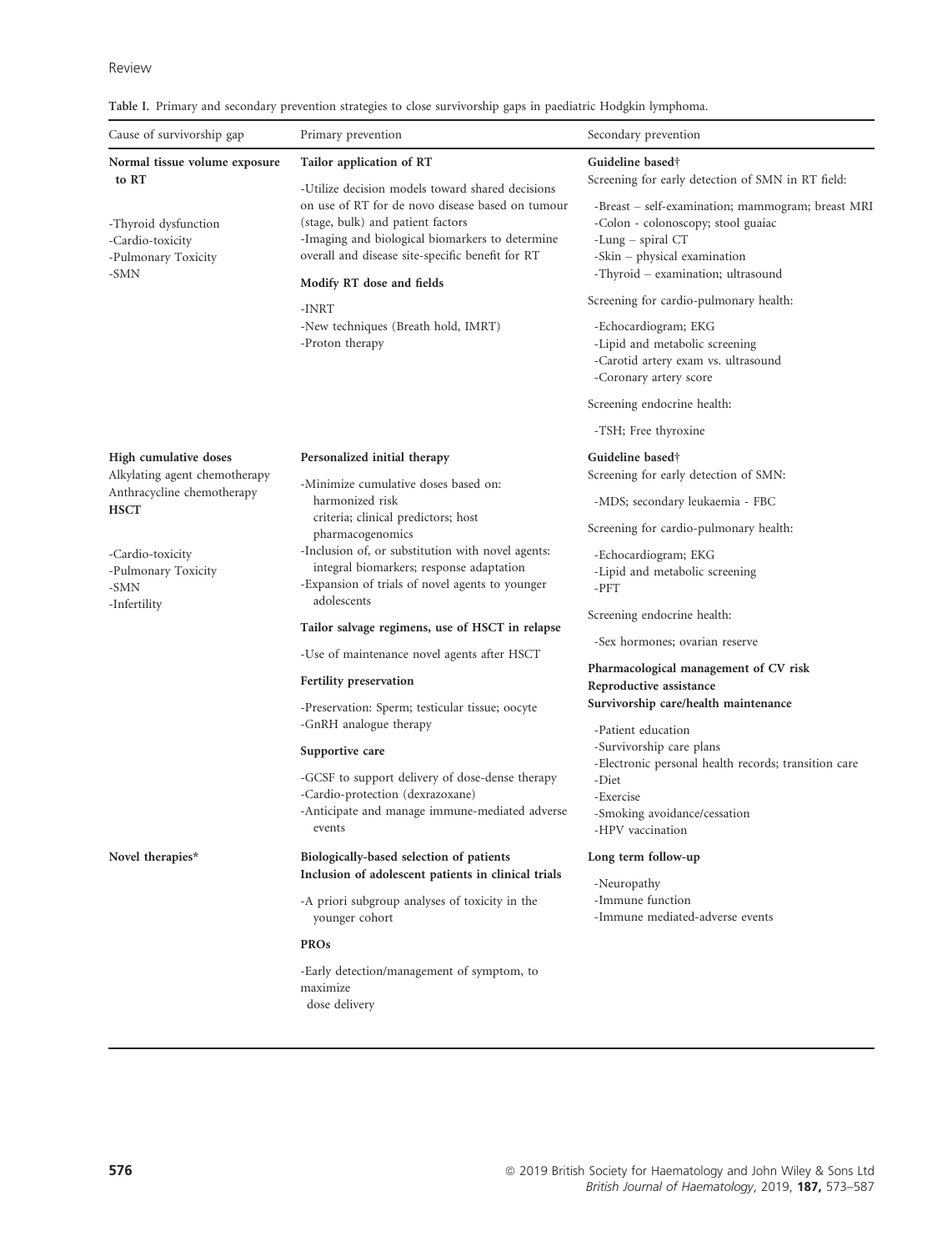**Table I.** Primary and secondary prevention strategies to close survivorship gaps in paediatric Hodgkin lymphoma.

| Cause of survivorship gap | Primary prevention | Secondary prevention |
|---|---|---|
| **Normal tissue volume exposure to RT**<br>-Thyroid dysfunction<br>-Cardio-toxicity<br>-Pulmonary Toxicity<br>-SMN | **Tailor application of RT**<br>-Utilize decision models toward shared decisions on use of RT for de novo disease based on tumour (stage, bulk) and patient factors<br>-Imaging and biological biomarkers to determine overall and disease site-specific benefit for RT<br>**Modify RT dose and fields**<br>-INRT<br>-New techniques (Breath hold, IMRT)<br>-Proton therapy | **Guideline based†**<br>Screening for early detection of SMN in RT field:<br>-Breast – self-examination; mammogram; breast MRI<br>-Colon - colonoscopy; stool guaiac<br>-Lung – spiral CT<br>-Skin – physical examination<br>-Thyroid – examination; ultrasound<br>Screening for cardio-pulmonary health:<br>-Echocardiogram; EKG<br>-Lipid and metabolic screening<br>-Carotid artery exam vs. ultrasound<br>-Coronary artery score<br>Screening endocrine health:<br>-TSH; Free thyroxine |
| **High cumulative doses**<br>Alkylating agent chemotherapy<br>Anthracycline chemotherapy<br>**HSCT**<br>-Cardio-toxicity<br>-Pulmonary Toxicity<br>-SMN<br>-Infertility | **Personalized initial therapy**<br>-Minimize cumulative doses based on: harmonized risk criteria; clinical predictors; host pharmacogenomics<br>-Inclusion of, or substitution with novel agents: integral biomarkers; response adaptation<br>-Expansion of trials of novel agents to younger adolescents<br>**Tailor salvage regimens, use of HSCT in relapse**<br>-Use of maintenance novel agents after HSCT<br>**Fertility preservation**<br>-Preservation: Sperm; testicular tissue; oocyte<br>-GnRH analogue therapy<br>**Supportive care**<br>-GCSF to support delivery of dose-dense therapy<br>-Cardio-protection (dexrazoxane)<br>-Anticipate and manage immune-mediated adverse events | **Guideline based†**<br>Screening for early detection of SMN:<br>-MDS; secondary leukaemia - FBC<br>Screening for cardio-pulmonary health:<br>-Echocardiogram; EKG<br>-Lipid and metabolic screening<br>-PFT<br>Screening endocrine health:<br>-Sex hormones; ovarian reserve<br>**Pharmacological management of CV risk**<br>**Reproductive assistance**<br>**Survivorship care/health maintenance**<br>-Patient education<br>-Survivorship care plans<br>-Electronic personal health records; transition care<br>-Diet<br>-Exercise<br>-Smoking avoidance/cessation<br>-HPV vaccination |
| **Novel therapies*** | **Biologically-based selection of patients**<br>**Inclusion of adolescent patients in clinical trials**<br>-A priori subgroup analyses of toxicity in the younger cohort<br>**PROs**<br>-Early detection/management of symptom, to maximize dose delivery | **Long term follow-up**<br>-Neuropathy<br>-Immune function<br>-Immune mediated-adverse events |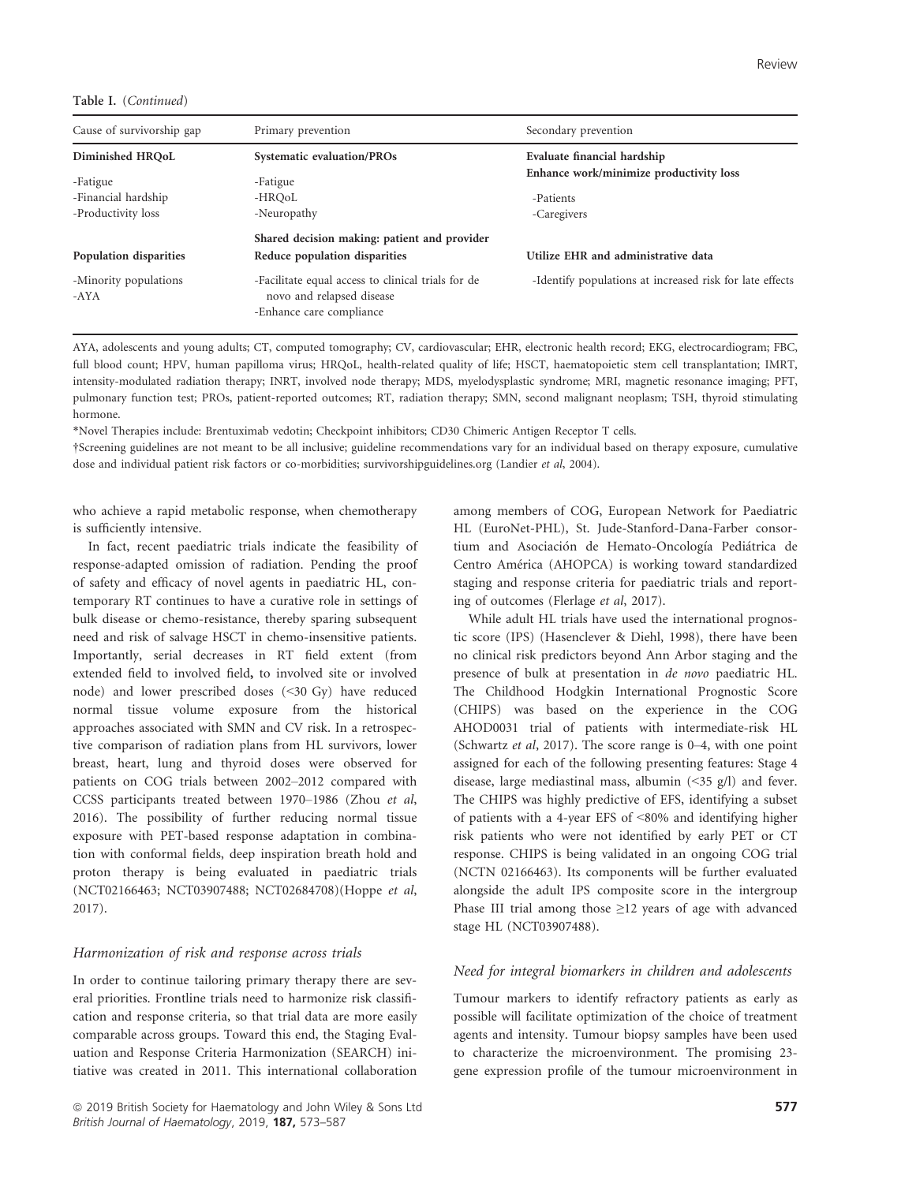Table I. (*Continued*)

| Cause of survivorship gap | Primary prevention | Secondary prevention |
|---|---|---|
| **Diminished HRQoL** | **Systematic evaluation/PROs** | **Evaluate financial hardship** |
| -Fatigue<br>-Financial hardship<br>-Productivity loss | -Fatigue<br>-HRQoL<br>-Neuropathy | **Enhance work/minimize productivity loss**<br>-Patients<br>-Caregivers |
| | **Shared decision making: patient and provider** | |
| **Population disparities** | **Reduce population disparities** | **Utilize EHR and administrative data** |
| -Minority populations<br>-AYA | -Facilitate equal access to clinical trials for de novo and relapsed disease<br>-Enhance care compliance | -Identify populations at increased risk for late effects |

AYA, adolescents and young adults; CT, computed tomography; CV, cardiovascular; EHR, electronic health record; EKG, electrocardiogram; FBC, full blood count; HPV, human papilloma virus; HRQoL, health-related quality of life; HSCT, haematopoietic stem cell transplantation; IMRT, intensity-modulated radiation therapy; INRT, involved node therapy; MDS, myelodysplastic syndrome; MRI, magnetic resonance imaging; PFT, pulmonary function test; PROs, patient-reported outcomes; RT, radiation therapy; SMN, second malignant neoplasm; TSH, thyroid stimulating hormone.

*Novel Therapies include: Brentuximab vedotin; Checkpoint inhibitors; CD30 Chimeric Antigen Receptor T cells.

†Screening guidelines are not meant to be all inclusive; guideline recommendations vary for an individual based on therapy exposure, cumulative dose and individual patient risk factors or co-morbidities; survivorshipguidelines.org (Landier *et al*, 2004).

who achieve a rapid metabolic response, when chemotherapy is sufficiently intensive.

In fact, recent paediatric trials indicate the feasibility of response-adapted omission of radiation. Pending the proof of safety and efficacy of novel agents in paediatric HL, contemporary RT continues to have a curative role in settings of bulk disease or chemo-resistance, thereby sparing subsequent need and risk of salvage HSCT in chemo-insensitive patients. Importantly, serial decreases in RT field extent (from extended field to involved field, to involved site or involved node) and lower prescribed doses (<30 Gy) have reduced normal tissue volume exposure from the historical approaches associated with SMN and CV risk. In a retrospective comparison of radiation plans from HL survivors, lower breast, heart, lung and thyroid doses were observed for patients on COG trials between 2002–2012 compared with CCSS participants treated between 1970–1986 (Zhou *et al*, 2016). The possibility of further reducing normal tissue exposure with PET-based response adaptation in combination with conformal fields, deep inspiration breath hold and proton therapy is being evaluated in paediatric trials (NCT02166463; NCT03907488; NCT02684708)(Hoppe *et al*, 2017).

### *Harmonization of risk and response across trials*

In order to continue tailoring primary therapy there are several priorities. Frontline trials need to harmonize risk classification and response criteria, so that trial data are more easily comparable across groups. Toward this end, the Staging Evaluation and Response Criteria Harmonization (SEARCH) initiative was created in 2011. This international collaboration among members of COG, European Network for Paediatric HL (EuroNet-PHL), St. Jude-Stanford-Dana-Farber consortium and Asociación de Hemato-Oncología Pediátrica de Centro América (AHOPCA) is working toward standardized staging and response criteria for paediatric trials and reporting of outcomes (Flerlage *et al*, 2017).

While adult HL trials have used the international prognostic score (IPS) (Hasenclever & Diehl, 1998), there have been no clinical risk predictors beyond Ann Arbor staging and the presence of bulk at presentation in *de novo* paediatric HL. The Childhood Hodgkin International Prognostic Score (CHIPS) was based on the experience in the COG AHOD0031 trial of patients with intermediate-risk HL (Schwartz *et al*, 2017). The score range is 0–4, with one point assigned for each of the following presenting features: Stage 4 disease, large mediastinal mass, albumin (<35 g/l) and fever. The CHIPS was highly predictive of EFS, identifying a subset of patients with a 4-year EFS of <80% and identifying higher risk patients who were not identified by early PET or CT response. CHIPS is being validated in an ongoing COG trial (NCTN 02166463). Its components will be further evaluated alongside the adult IPS composite score in the intergroup Phase III trial among those ≥12 years of age with advanced stage HL (NCT03907488).

### *Need for integral biomarkers in children and adolescents*

Tumour markers to identify refractory patients as early as possible will facilitate optimization of the choice of treatment agents and intensity. Tumour biopsy samples have been used to characterize the microenvironment. The promising 23-gene expression profile of the tumour microenvironment in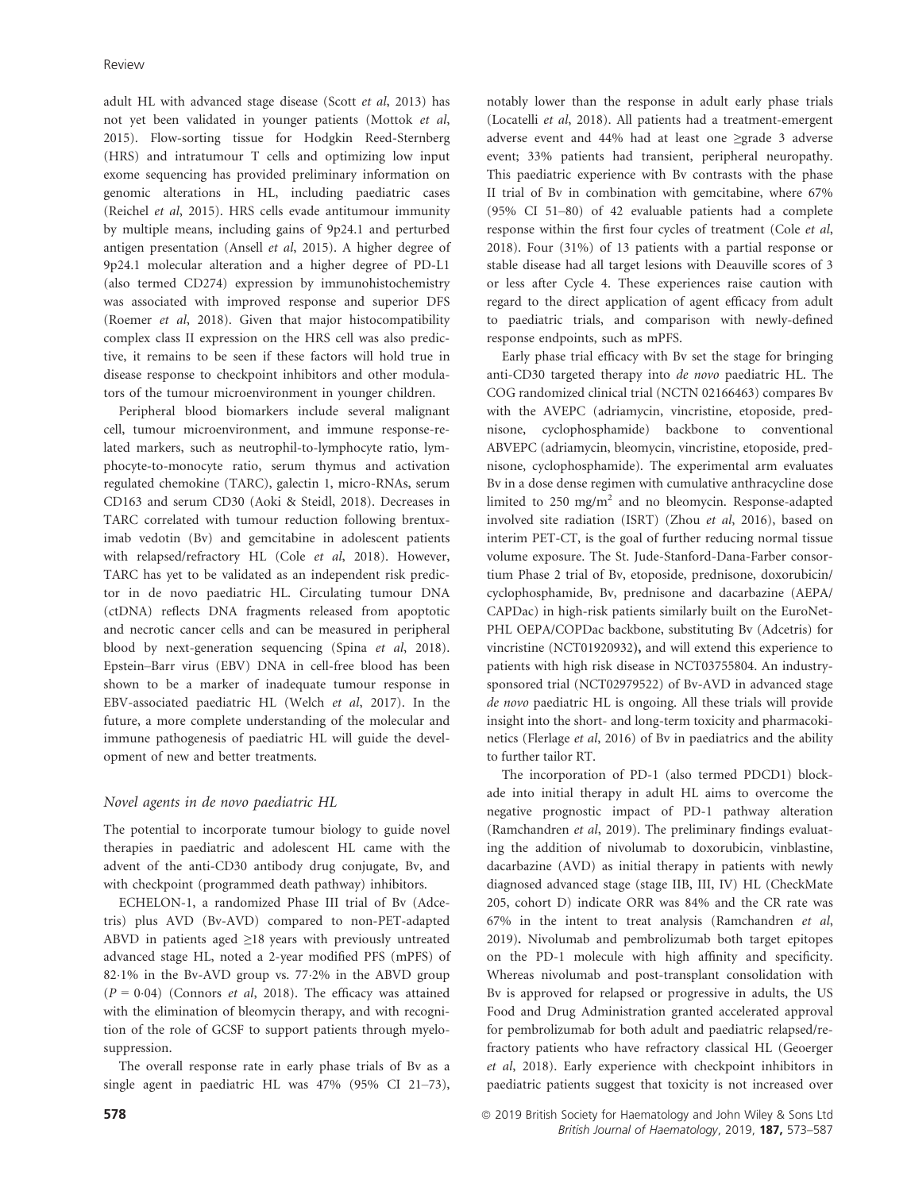adult HL with advanced stage disease (Scott *et al*, 2013) has not yet been validated in younger patients (Mottok *et al*, 2015). Flow-sorting tissue for Hodgkin Reed-Sternberg (HRS) and intratumour T cells and optimizing low input exome sequencing has provided preliminary information on genomic alterations in HL, including paediatric cases (Reichel *et al*, 2015). HRS cells evade antitumour immunity by multiple means, including gains of 9p24.1 and perturbed antigen presentation (Ansell *et al*, 2015). A higher degree of 9p24.1 molecular alteration and a higher degree of PD-L1 (also termed CD274) expression by immunohistochemistry was associated with improved response and superior DFS (Roemer *et al*, 2018). Given that major histocompatibility complex class II expression on the HRS cell was also predictive, it remains to be seen if these factors will hold true in disease response to checkpoint inhibitors and other modulators of the tumour microenvironment in younger children.

Peripheral blood biomarkers include several malignant cell, tumour microenvironment, and immune response-related markers, such as neutrophil-to-lymphocyte ratio, lymphocyte-to-monocyte ratio, serum thymus and activation regulated chemokine (TARC), galectin 1, micro-RNAs, serum CD163 and serum CD30 (Aoki & Steidl, 2018). Decreases in TARC correlated with tumour reduction following brentuximab vedotin (Bv) and gemcitabine in adolescent patients with relapsed/refractory HL (Cole *et al*, 2018). However, TARC has yet to be validated as an independent risk predictor in de novo paediatric HL. Circulating tumour DNA (ctDNA) reflects DNA fragments released from apoptotic and necrotic cancer cells and can be measured in peripheral blood by next-generation sequencing (Spina *et al*, 2018). Epstein–Barr virus (EBV) DNA in cell-free blood has been shown to be a marker of inadequate tumour response in EBV-associated paediatric HL (Welch *et al*, 2017). In the future, a more complete understanding of the molecular and immune pathogenesis of paediatric HL will guide the development of new and better treatments.

### *Novel agents in de novo paediatric HL*

The potential to incorporate tumour biology to guide novel therapies in paediatric and adolescent HL came with the advent of the anti-CD30 antibody drug conjugate, Bv, and with checkpoint (programmed death pathway) inhibitors.

ECHELON-1, a randomized Phase III trial of Bv (Adcetris) plus AVD (Bv-AVD) compared to non-PET-adapted ABVD in patients aged ≥18 years with previously untreated advanced stage HL, noted a 2-year modified PFS (mPFS) of 82·1% in the Bv-AVD group vs. 77·2% in the ABVD group ($P = 0{\cdot}04$) (Connors *et al*, 2018). The efficacy was attained with the elimination of bleomycin therapy, and with recognition of the role of GCSF to support patients through myelosuppression.

The overall response rate in early phase trials of Bv as a single agent in paediatric HL was 47% (95% CI 21–73), notably lower than the response in adult early phase trials (Locatelli *et al*, 2018). All patients had a treatment-emergent adverse event and 44% had at least one ≥grade 3 adverse event; 33% patients had transient, peripheral neuropathy. This paediatric experience with Bv contrasts with the phase II trial of Bv in combination with gemcitabine, where 67% (95% CI 51–80) of 42 evaluable patients had a complete response within the first four cycles of treatment (Cole *et al*, 2018). Four (31%) of 13 patients with a partial response or stable disease had all target lesions with Deauville scores of 3 or less after Cycle 4. These experiences raise caution with regard to the direct application of agent efficacy from adult to paediatric trials, and comparison with newly-defined response endpoints, such as mPFS.

Early phase trial efficacy with Bv set the stage for bringing anti-CD30 targeted therapy into *de novo* paediatric HL. The COG randomized clinical trial (NCTN 02166463) compares Bv with the AVEPC (adriamycin, vincristine, etoposide, prednisone, cyclophosphamide) backbone to conventional ABVEPC (adriamycin, bleomycin, vincristine, etoposide, prednisone, cyclophosphamide). The experimental arm evaluates Bv in a dose dense regimen with cumulative anthracycline dose limited to 250 mg/m$^2$ and no bleomycin. Response-adapted involved site radiation (ISRT) (Zhou *et al*, 2016), based on interim PET-CT, is the goal of further reducing normal tissue volume exposure. The St. Jude-Stanford-Dana-Farber consortium Phase 2 trial of Bv, etoposide, prednisone, doxorubicin/cyclophosphamide, Bv, prednisone and dacarbazine (AEPA/CAPDac) in high-risk patients similarly built on the EuroNet-PHL OEPA/COPDac backbone, substituting Bv (Adcetris) for vincristine (NCT01920932), and will extend this experience to patients with high risk disease in NCT03755804. An industry-sponsored trial (NCT02979522) of Bv-AVD in advanced stage *de novo* paediatric HL is ongoing. All these trials will provide insight into the short- and long-term toxicity and pharmacokinetics (Flerlage *et al*, 2016) of Bv in paediatrics and the ability to further tailor RT.

The incorporation of PD-1 (also termed PDCD1) blockade into initial therapy in adult HL aims to overcome the negative prognostic impact of PD-1 pathway alteration (Ramchandren *et al*, 2019). The preliminary findings evaluating the addition of nivolumab to doxorubicin, vinblastine, dacarbazine (AVD) as initial therapy in patients with newly diagnosed advanced stage (stage IIB, III, IV) HL (CheckMate 205, cohort D) indicate ORR was 84% and the CR rate was 67% in the intent to treat analysis (Ramchandren *et al*, 2019). Nivolumab and pembrolizumab both target epitopes on the PD-1 molecule with high affinity and specificity. Whereas nivolumab and post-transplant consolidation with Bv is approved for relapsed or progressive in adults, the US Food and Drug Administration granted accelerated approval for pembrolizumab for both adult and paediatric relapsed/refractory patients who have refractory classical HL (Geoerger *et al*, 2018). Early experience with checkpoint inhibitors in paediatric patients suggest that toxicity is not increased over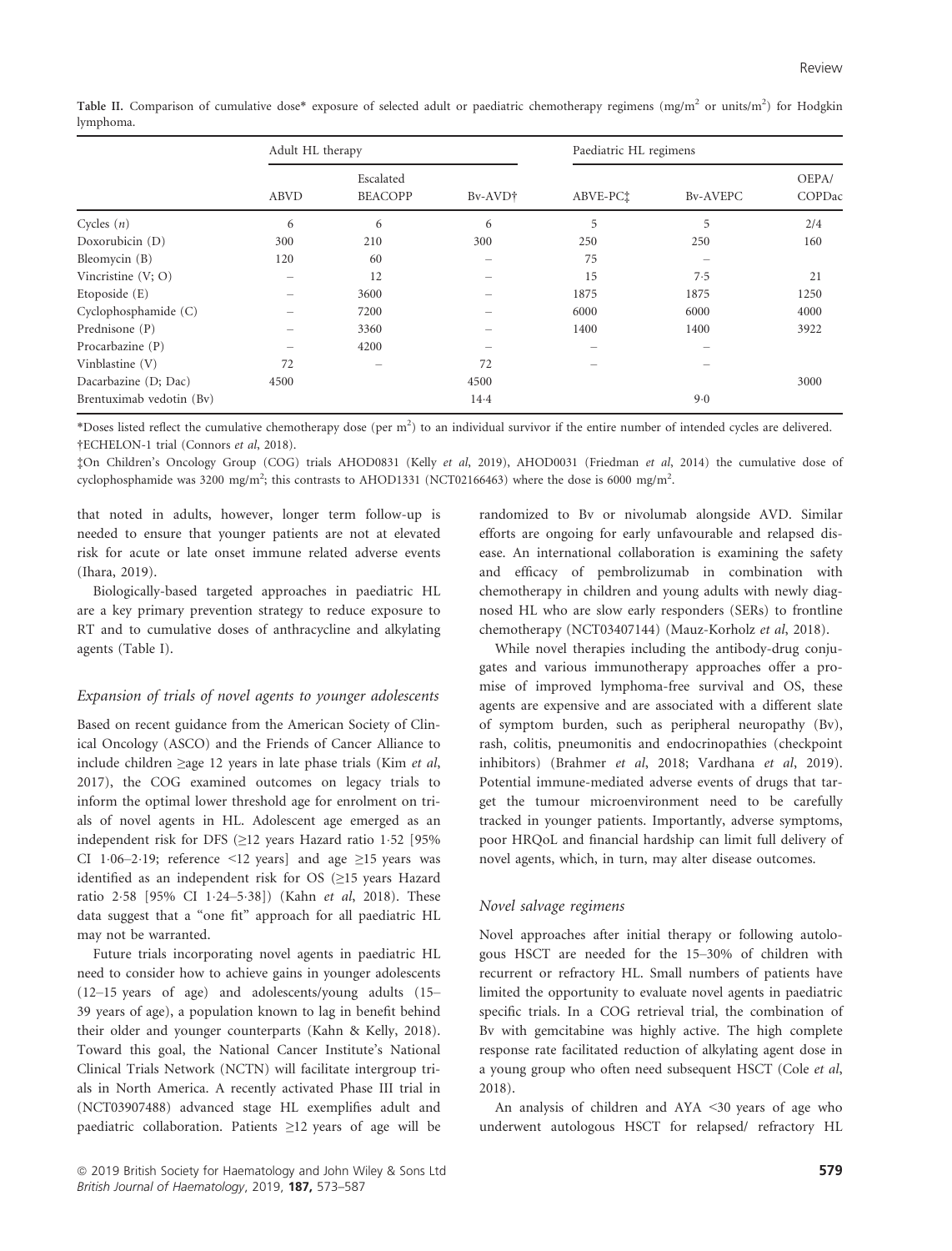Table II. Comparison of cumulative dose* exposure of selected adult or paediatric chemotherapy regimens (mg/m$^2$ or units/m$^2$) for Hodgkin lymphoma.

| | Adult HL therapy | | | Paediatric HL regimens | | |
|---|---|---|---|---|---|---|
| | ABVD | Escalated BEACOPP | Bv-AVD† | ABVE-PC‡ | Bv-AVEPC | OEPA/ COPDac |
| Cycles (*n*) | 6 | 6 | 6 | 5 | 5 | 2/4 |
| Doxorubicin (D) | 300 | 210 | 300 | 250 | 250 | 160 |
| Bleomycin (B) | 120 | 60 | – | 75 | – | |
| Vincristine (V; O) | – | 12 | – | 15 | 7·5 | 21 |
| Etoposide (E) | – | 3600 | – | 1875 | 1875 | 1250 |
| Cyclophosphamide (C) | – | 7200 | – | 6000 | 6000 | 4000 |
| Prednisone (P) | – | 3360 | – | 1400 | 1400 | 3922 |
| Procarbazine (P) | – | 4200 | – | – | – | |
| Vinblastine (V) | 72 | – | 72 | – | – | |
| Dacarbazine (D; Dac) | 4500 | | 4500 | | | 3000 |
| Brentuximab vedotin (Bv) | | | 14·4 | | 9·0 | |

*Doses listed reflect the cumulative chemotherapy dose (per m$^2$) to an individual survivor if the entire number of intended cycles are delivered.
†ECHELON-1 trial (Connors *et al*, 2018).
‡On Children's Oncology Group (COG) trials AHOD0831 (Kelly *et al*, 2019), AHOD0031 (Friedman *et al*, 2014) the cumulative dose of cyclophosphamide was 3200 mg/m$^2$; this contrasts to AHOD1331 (NCT02166463) where the dose is 6000 mg/m$^2$.

that noted in adults, however, longer term follow-up is needed to ensure that younger patients are not at elevated risk for acute or late onset immune related adverse events (Ihara, 2019).

Biologically-based targeted approaches in paediatric HL are a key primary prevention strategy to reduce exposure to RT and to cumulative doses of anthracycline and alkylating agents (Table I).

### *Expansion of trials of novel agents to younger adolescents*

Based on recent guidance from the American Society of Clinical Oncology (ASCO) and the Friends of Cancer Alliance to include children ≥age 12 years in late phase trials (Kim *et al*, 2017), the COG examined outcomes on legacy trials to inform the optimal lower threshold age for enrolment on trials of novel agents in HL. Adolescent age emerged as an independent risk for DFS (≥12 years Hazard ratio 1·52 [95% CI 1·06–2·19; reference <12 years] and age ≥15 years was identified as an independent risk for OS (≥15 years Hazard ratio 2·58 [95% CI 1·24–5·38]) (Kahn *et al*, 2018). These data suggest that a "one fit" approach for all paediatric HL may not be warranted.

Future trials incorporating novel agents in paediatric HL need to consider how to achieve gains in younger adolescents (12–15 years of age) and adolescents/young adults (15–39 years of age), a population known to lag in benefit behind their older and younger counterparts (Kahn & Kelly, 2018). Toward this goal, the National Cancer Institute's National Clinical Trials Network (NCTN) will facilitate intergroup trials in North America. A recently activated Phase III trial in (NCT03907488) advanced stage HL exemplifies adult and paediatric collaboration. Patients ≥12 years of age will be randomized to Bv or nivolumab alongside AVD. Similar efforts are ongoing for early unfavourable and relapsed disease. An international collaboration is examining the safety and efficacy of pembrolizumab in combination with chemotherapy in children and young adults with newly diagnosed HL who are slow early responders (SERs) to frontline chemotherapy (NCT03407144) (Mauz-Korholz *et al*, 2018).

While novel therapies including the antibody-drug conjugates and various immunotherapy approaches offer a promise of improved lymphoma-free survival and OS, these agents are expensive and are associated with a different slate of symptom burden, such as peripheral neuropathy (Bv), rash, colitis, pneumonitis and endocrinopathies (checkpoint inhibitors) (Brahmer *et al*, 2018; Vardhana *et al*, 2019). Potential immune-mediated adverse events of drugs that target the tumour microenvironment need to be carefully tracked in younger patients. Importantly, adverse symptoms, poor HRQoL and financial hardship can limit full delivery of novel agents, which, in turn, may alter disease outcomes.

### *Novel salvage regimens*

Novel approaches after initial therapy or following autologous HSCT are needed for the 15–30% of children with recurrent or refractory HL. Small numbers of patients have limited the opportunity to evaluate novel agents in paediatric specific trials. In a COG retrieval trial, the combination of Bv with gemcitabine was highly active. The high complete response rate facilitated reduction of alkylating agent dose in a young group who often need subsequent HSCT (Cole *et al*, 2018).

An analysis of children and AYA <30 years of age who underwent autologous HSCT for relapsed/ refractory HL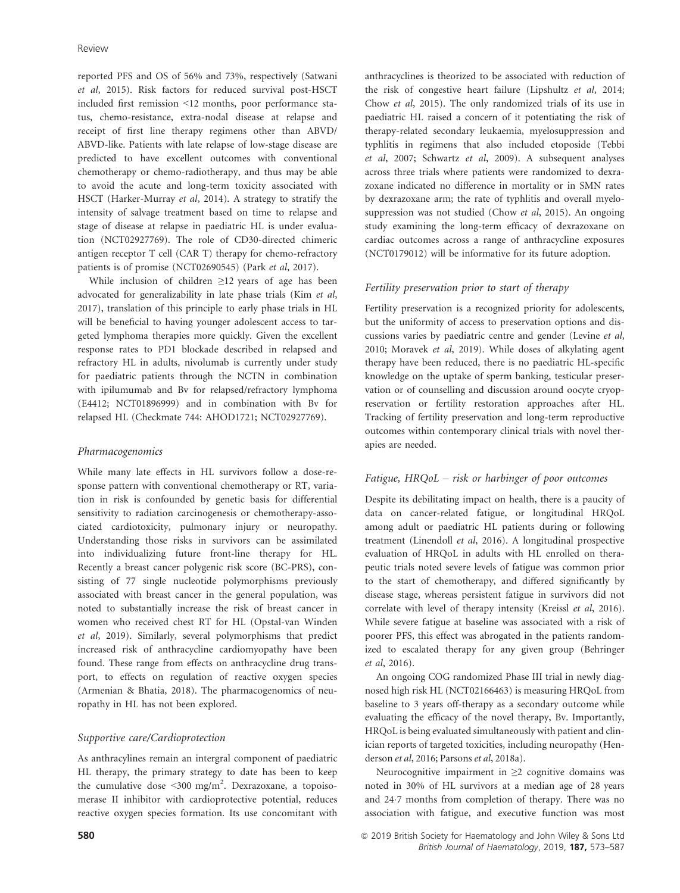reported PFS and OS of 56% and 73%, respectively (Satwani *et al*, 2015). Risk factors for reduced survival post-HSCT included first remission <12 months, poor performance status, chemo-resistance, extra-nodal disease at relapse and receipt of first line therapy regimens other than ABVD/ABVD-like. Patients with late relapse of low-stage disease are predicted to have excellent outcomes with conventional chemotherapy or chemo-radiotherapy, and thus may be able to avoid the acute and long-term toxicity associated with HSCT (Harker-Murray *et al*, 2014). A strategy to stratify the intensity of salvage treatment based on time to relapse and stage of disease at relapse in paediatric HL is under evaluation (NCT02927769). The role of CD30-directed chimeric antigen receptor T cell (CAR T) therapy for chemo-refractory patients is of promise (NCT02690545) (Park *et al*, 2017).

While inclusion of children ≥12 years of age has been advocated for generalizability in late phase trials (Kim *et al*, 2017), translation of this principle to early phase trials in HL will be beneficial to having younger adolescent access to targeted lymphoma therapies more quickly. Given the excellent response rates to PD1 blockade described in relapsed and refractory HL in adults, nivolumab is currently under study for paediatric patients through the NCTN in combination with ipilumumab and Bv for relapsed/refractory lymphoma (E4412; NCT01896999) and in combination with Bv for relapsed HL (Checkmate 744: AHOD1721; NCT02927769).

### *Pharmacogenomics*

While many late effects in HL survivors follow a dose-response pattern with conventional chemotherapy or RT, variation in risk is confounded by genetic basis for differential sensitivity to radiation carcinogenesis or chemotherapy-associated cardiotoxicity, pulmonary injury or neuropathy. Understanding those risks in survivors can be assimilated into individualizing future front-line therapy for HL. Recently a breast cancer polygenic risk score (BC-PRS), consisting of 77 single nucleotide polymorphisms previously associated with breast cancer in the general population, was noted to substantially increase the risk of breast cancer in women who received chest RT for HL (Opstal-van Winden *et al*, 2019). Similarly, several polymorphisms that predict increased risk of anthracycline cardiomyopathy have been found. These range from effects on anthracycline drug transport, to effects on regulation of reactive oxygen species (Armenian & Bhatia, 2018). The pharmacogenomics of neuropathy in HL has not been explored.

### *Supportive care/Cardioprotection*

As anthracylines remain an intergral component of paediatric HL therapy, the primary strategy to date has been to keep the cumulative dose <300 mg/m$^2$. Dexrazoxane, a topoisomerase II inhibitor with cardioprotective potential, reduces reactive oxygen species formation. Its use concomitant with anthracyclines is theorized to be associated with reduction of the risk of congestive heart failure (Lipshultz *et al*, 2014; Chow *et al*, 2015). The only randomized trials of its use in paediatric HL raised a concern of it potentiating the risk of therapy-related secondary leukaemia, myelosuppression and typhlitis in regimens that also included etoposide (Tebbi *et al*, 2007; Schwartz *et al*, 2009). A subsequent analyses across three trials where patients were randomized to dexrazoxane indicated no difference in mortality or in SMN rates by dexrazoxane arm; the rate of typhlitis and overall myelosuppression was not studied (Chow *et al*, 2015). An ongoing study examining the long-term efficacy of dexrazoxane on cardiac outcomes across a range of anthracycline exposures (NCT0179012) will be informative for its future adoption.

### *Fertility preservation prior to start of therapy*

Fertility preservation is a recognized priority for adolescents, but the uniformity of access to preservation options and discussions varies by paediatric centre and gender (Levine *et al*, 2010; Moravek *et al*, 2019). While doses of alkylating agent therapy have been reduced, there is no paediatric HL-specific knowledge on the uptake of sperm banking, testicular preservation or of counselling and discussion around oocyte cryopreservation or fertility restoration approaches after HL. Tracking of fertility preservation and long-term reproductive outcomes within contemporary clinical trials with novel therapies are needed.

### *Fatigue, HRQoL – risk or harbinger of poor outcomes*

Despite its debilitating impact on health, there is a paucity of data on cancer-related fatigue, or longitudinal HRQoL among adult or paediatric HL patients during or following treatment (Linendoll *et al*, 2016). A longitudinal prospective evaluation of HRQoL in adults with HL enrolled on therapeutic trials noted severe levels of fatigue was common prior to the start of chemotherapy, and differed significantly by disease stage, whereas persistent fatigue in survivors did not correlate with level of therapy intensity (Kreissl *et al*, 2016). While severe fatigue at baseline was associated with a risk of poorer PFS, this effect was abrogated in the patients randomized to escalated therapy for any given group (Behringer *et al*, 2016).

An ongoing COG randomized Phase III trial in newly diagnosed high risk HL (NCT02166463) is measuring HRQoL from baseline to 3 years off-therapy as a secondary outcome while evaluating the efficacy of the novel therapy, Bv. Importantly, HRQoL is being evaluated simultaneously with patient and clinician reports of targeted toxicities, including neuropathy (Henderson *et al*, 2016; Parsons *et al*, 2018a).

Neurocognitive impairment in ≥2 cognitive domains was noted in 30% of HL survivors at a median age of 28 years and 24·7 months from completion of therapy. There was no association with fatigue, and executive function was most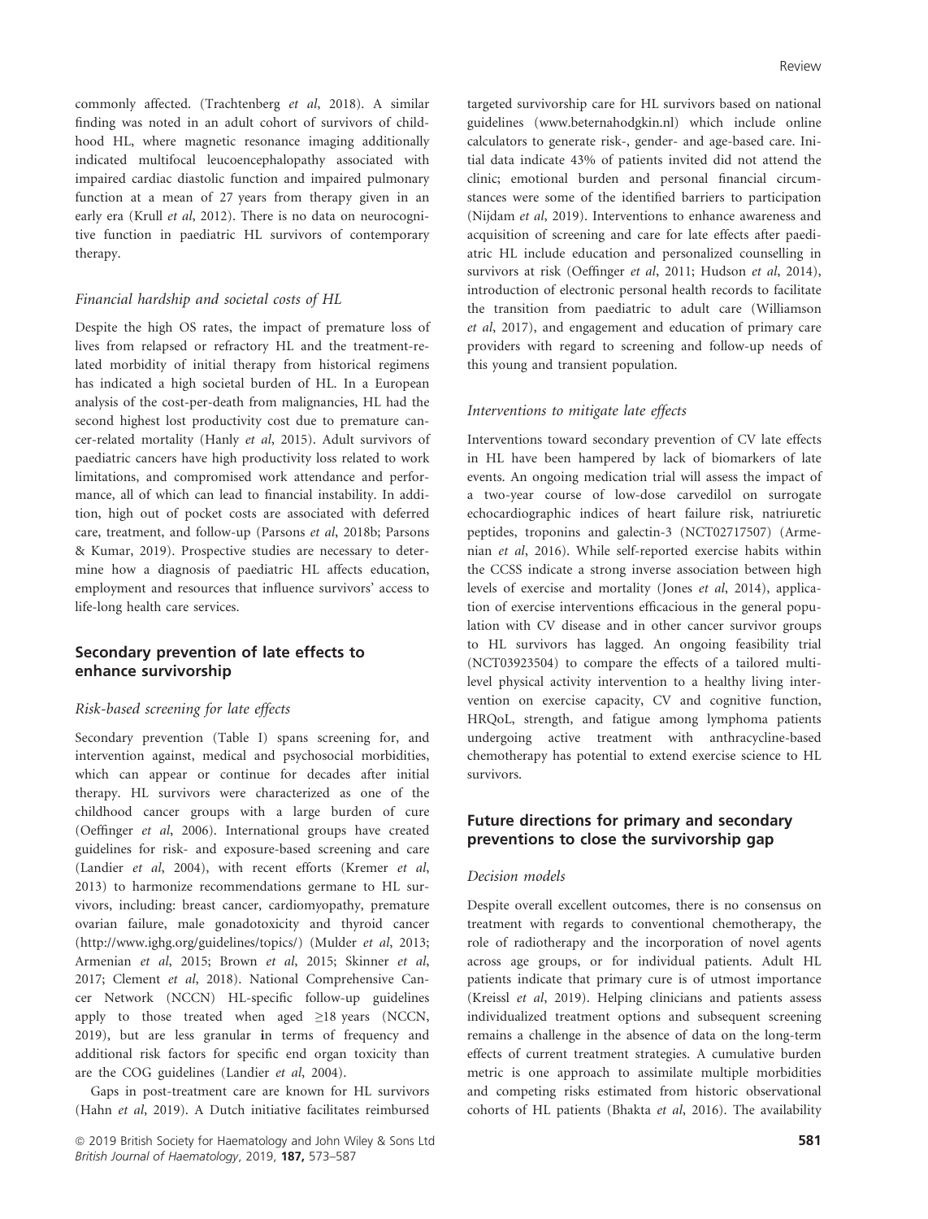commonly affected. (Trachtenberg *et al*, 2018). A similar finding was noted in an adult cohort of survivors of childhood HL, where magnetic resonance imaging additionally indicated multifocal leucoencephalopathy associated with impaired cardiac diastolic function and impaired pulmonary function at a mean of 27 years from therapy given in an early era (Krull *et al*, 2012). There is no data on neurocognitive function in paediatric HL survivors of contemporary therapy.

### *Financial hardship and societal costs of HL*

Despite the high OS rates, the impact of premature loss of lives from relapsed or refractory HL and the treatment-related morbidity of initial therapy from historical regimens has indicated a high societal burden of HL. In a European analysis of the cost-per-death from malignancies, HL had the second highest lost productivity cost due to premature cancer-related mortality (Hanly *et al*, 2015). Adult survivors of paediatric cancers have high productivity loss related to work limitations, and compromised work attendance and performance, all of which can lead to financial instability. In addition, high out of pocket costs are associated with deferred care, treatment, and follow-up (Parsons *et al*, 2018b; Parsons & Kumar, 2019). Prospective studies are necessary to determine how a diagnosis of paediatric HL affects education, employment and resources that influence survivors' access to life-long health care services.

## Secondary prevention of late effects to enhance survivorship

### *Risk-based screening for late effects*

Secondary prevention (Table I) spans screening for, and intervention against, medical and psychosocial morbidities, which can appear or continue for decades after initial therapy. HL survivors were characterized as one of the childhood cancer groups with a large burden of cure (Oeffinger *et al*, 2006). International groups have created guidelines for risk- and exposure-based screening and care (Landier *et al*, 2004), with recent efforts (Kremer *et al*, 2013) to harmonize recommendations germane to HL survivors, including: breast cancer, cardiomyopathy, premature ovarian failure, male gonadotoxicity and thyroid cancer (http://www.ighg.org/guidelines/topics/) (Mulder *et al*, 2013; Armenian *et al*, 2015; Brown *et al*, 2015; Skinner *et al*, 2017; Clement *et al*, 2018). National Comprehensive Cancer Network (NCCN) HL-specific follow-up guidelines apply to those treated when aged ≥18 years (NCCN, 2019), but are less granular in terms of frequency and additional risk factors for specific end organ toxicity than are the COG guidelines (Landier *et al*, 2004).

Gaps in post-treatment care are known for HL survivors (Hahn *et al*, 2019). A Dutch initiative facilitates reimbursed targeted survivorship care for HL survivors based on national guidelines (www.beternahodgkin.nl) which include online calculators to generate risk-, gender- and age-based care. Initial data indicate 43% of patients invited did not attend the clinic; emotional burden and personal financial circumstances were some of the identified barriers to participation (Nijdam *et al*, 2019). Interventions to enhance awareness and acquisition of screening and care for late effects after paediatric HL include education and personalized counselling in survivors at risk (Oeffinger *et al*, 2011; Hudson *et al*, 2014), introduction of electronic personal health records to facilitate the transition from paediatric to adult care (Williamson *et al*, 2017), and engagement and education of primary care providers with regard to screening and follow-up needs of this young and transient population.

### *Interventions to mitigate late effects*

Interventions toward secondary prevention of CV late effects in HL have been hampered by lack of biomarkers of late events. An ongoing medication trial will assess the impact of a two-year course of low-dose carvedilol on surrogate echocardiographic indices of heart failure risk, natriuretic peptides, troponins and galectin-3 (NCT02717507) (Armenian *et al*, 2016). While self-reported exercise habits within the CCSS indicate a strong inverse association between high levels of exercise and mortality (Jones *et al*, 2014), application of exercise interventions efficacious in the general population with CV disease and in other cancer survivor groups to HL survivors has lagged. An ongoing feasibility trial (NCT03923504) to compare the effects of a tailored multilevel physical activity intervention to a healthy living intervention on exercise capacity, CV and cognitive function, HRQoL, strength, and fatigue among lymphoma patients undergoing active treatment with anthracycline-based chemotherapy has potential to extend exercise science to HL survivors.

## Future directions for primary and secondary preventions to close the survivorship gap

### *Decision models*

Despite overall excellent outcomes, there is no consensus on treatment with regards to conventional chemotherapy, the role of radiotherapy and the incorporation of novel agents across age groups, or for individual patients. Adult HL patients indicate that primary cure is of utmost importance (Kreissl *et al*, 2019). Helping clinicians and patients assess individualized treatment options and subsequent screening remains a challenge in the absence of data on the long-term effects of current treatment strategies. A cumulative burden metric is one approach to assimilate multiple morbidities and competing risks estimated from historic observational cohorts of HL patients (Bhakta *et al*, 2016). The availability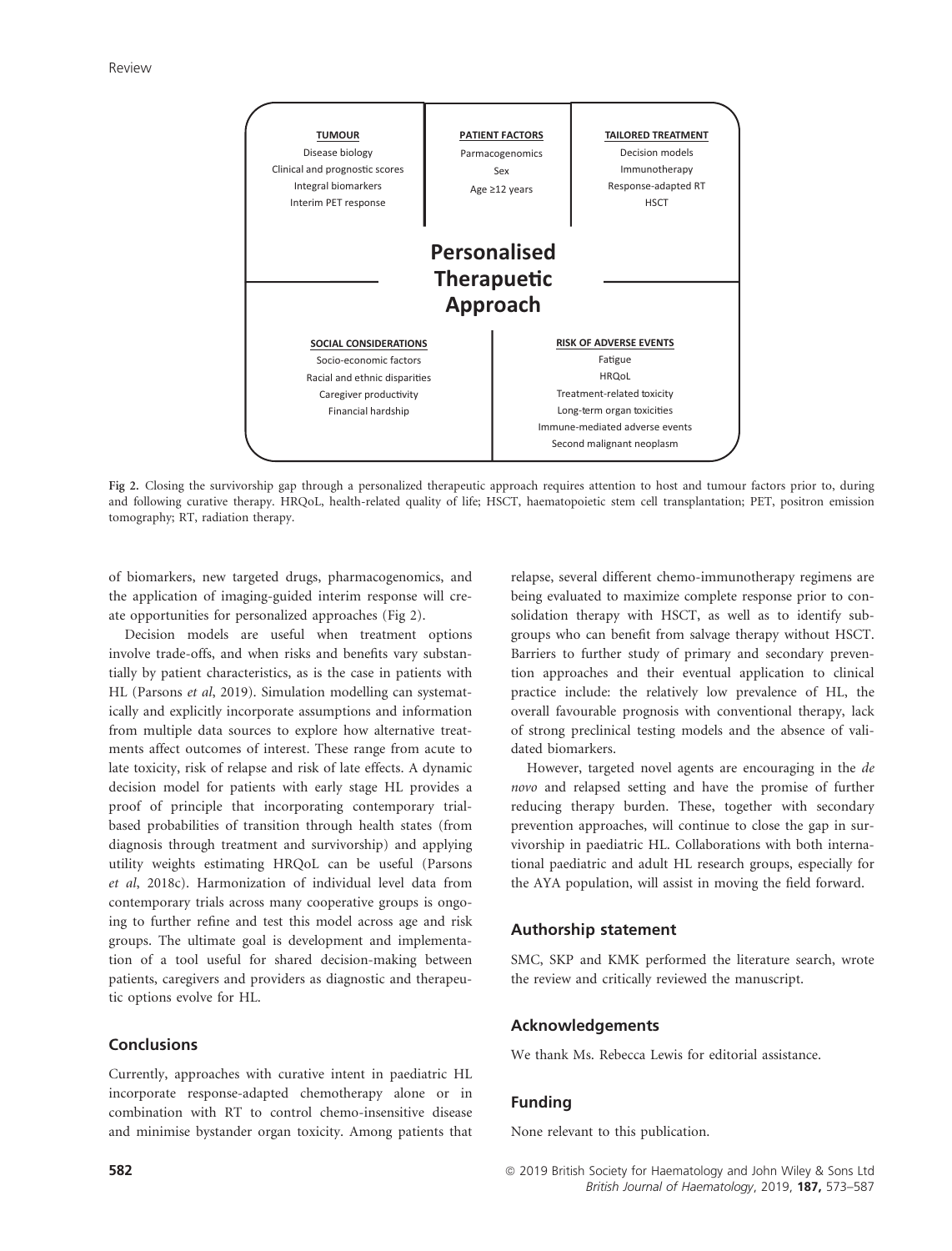**TUMOUR**
Disease biology
Clinical and prognostic scores
Integral biomarkers
Interim PET response

**PATIENT FACTORS**
Parmacogenomics
Sex
Age ≥12 years

**TAILORED TREATMENT**
Decision models
Immunotherapy
Response-adapted RT
HSCT

**Personalised Therapeutic Approach**

**SOCIAL CONSIDERATIONS**
Socio-economic factors
Racial and ethnic disparities
Caregiver productivity
Financial hardship

**RISK OF ADVERSE EVENTS**
Fatigue
HRQoL
Treatment-related toxicity
Long-term organ toxicities
Immune-mediated adverse events
Second malignant neoplasm

Fig 2. Closing the survivorship gap through a personalized therapeutic approach requires attention to host and tumour factors prior to, during and following curative therapy. HRQoL, health-related quality of life; HSCT, haematopoietic stem cell transplantation; PET, positron emission tomography; RT, radiation therapy.

of biomarkers, new targeted drugs, pharmacogenomics, and the application of imaging-guided interim response will create opportunities for personalized approaches (Fig 2).

Decision models are useful when treatment options involve trade-offs, and when risks and benefits vary substantially by patient characteristics, as is the case in patients with HL (Parsons *et al*, 2019). Simulation modelling can systematically and explicitly incorporate assumptions and information from multiple data sources to explore how alternative treatments affect outcomes of interest. These range from acute to late toxicity, risk of relapse and risk of late effects. A dynamic decision model for patients with early stage HL provides a proof of principle that incorporating contemporary trial-based probabilities of transition through health states (from diagnosis through treatment and survivorship) and applying utility weights estimating HRQoL can be useful (Parsons *et al*, 2018c). Harmonization of individual level data from contemporary trials across many cooperative groups is ongoing to further refine and test this model across age and risk groups. The ultimate goal is development and implementation of a tool useful for shared decision-making between patients, caregivers and providers as diagnostic and therapeutic options evolve for HL.

## Conclusions

Currently, approaches with curative intent in paediatric HL incorporate response-adapted chemotherapy alone or in combination with RT to control chemo-insensitive disease and minimise bystander organ toxicity. Among patients that relapse, several different chemo-immunotherapy regimens are being evaluated to maximize complete response prior to consolidation therapy with HSCT, as well as to identify subgroups who can benefit from salvage therapy without HSCT. Barriers to further study of primary and secondary prevention approaches and their eventual application to clinical practice include: the relatively low prevalence of HL, the overall favourable prognosis with conventional therapy, lack of strong preclinical testing models and the absence of validated biomarkers.

However, targeted novel agents are encouraging in the *de novo* and relapsed setting and have the promise of further reducing therapy burden. These, together with secondary prevention approaches, will continue to close the gap in survivorship in paediatric HL. Collaborations with both international paediatric and adult HL research groups, especially for the AYA population, will assist in moving the field forward.

## Authorship statement

SMC, SKP and KMK performed the literature search, wrote the review and critically reviewed the manuscript.

## Acknowledgements

We thank Ms. Rebecca Lewis for editorial assistance.

## Funding

None relevant to this publication.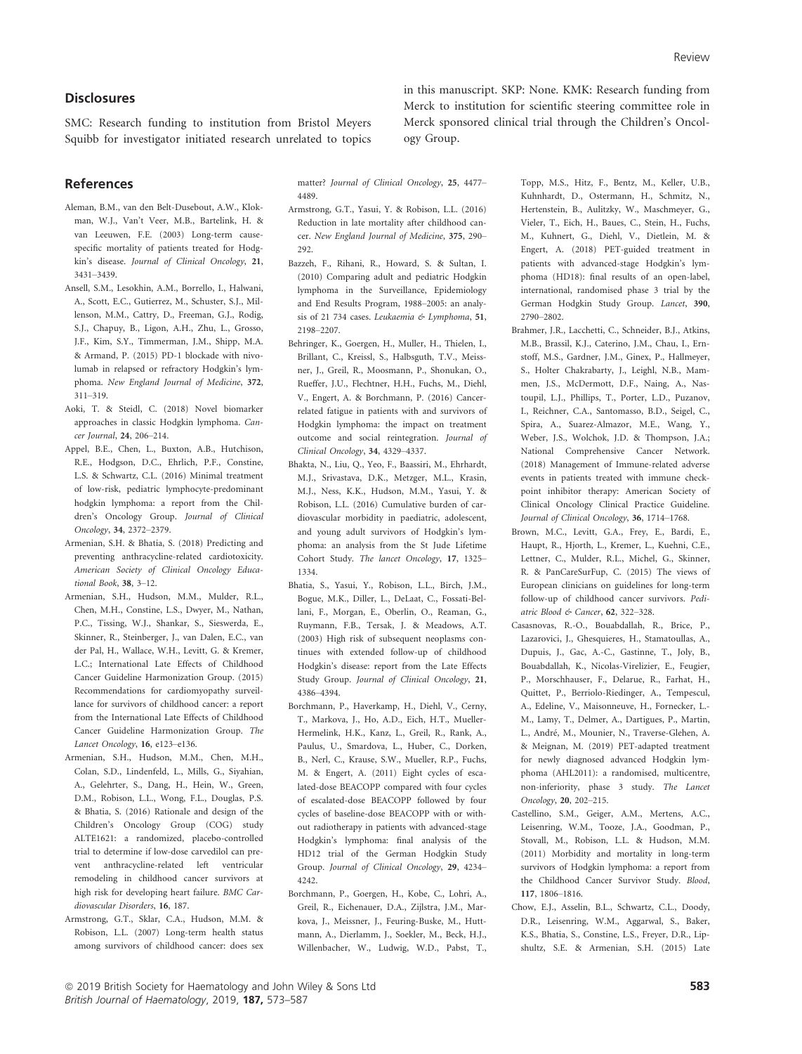## Disclosures

SMC: Research funding to institution from Bristol Meyers Squibb for investigator initiated research unrelated to topics in this manuscript. SKP: None. KMK: Research funding from Merck to institution for scientific steering committee role in Merck sponsored clinical trial through the Children's Oncology Group.

## References

Aleman, B.M., van den Belt-Dusebout, A.W., Klokman, W.J., Van't Veer, M.B., Bartelink, H. & van Leeuwen, F.E. (2003) Long-term cause-specific mortality of patients treated for Hodgkin's disease. *Journal of Clinical Oncology*, **21**, 3431–3439.

Ansell, S.M., Lesokhin, A.M., Borrello, I., Halwani, A., Scott, E.C., Gutierrez, M., Schuster, S.J., Millenson, M.M., Cattry, D., Freeman, G.J., Rodig, S.J., Chapuy, B., Ligon, A.H., Zhu, L., Grosso, J.F., Kim, S.Y., Timmerman, J.M., Shipp, M.A. & Armand, P. (2015) PD-1 blockade with nivolumab in relapsed or refractory Hodgkin's lymphoma. *New England Journal of Medicine*, **372**, 311–319.

Aoki, T. & Steidl, C. (2018) Novel biomarker approaches in classic Hodgkin lymphoma. *Cancer Journal*, **24**, 206–214.

Appel, B.E., Chen, L., Buxton, A.B., Hutchison, R.E., Hodgson, D.C., Ehrlich, P.F., Constine, L.S. & Schwartz, C.L. (2016) Minimal treatment of low-risk, pediatric lymphocyte-predominant hodgkin lymphoma: a report from the Children's Oncology Group. *Journal of Clinical Oncology*, **34**, 2372–2379.

Armenian, S.H. & Bhatia, S. (2018) Predicting and preventing anthracycline-related cardiotoxicity. *American Society of Clinical Oncology Educational Book*, **38**, 3–12.

Armenian, S.H., Hudson, M.M., Mulder, R.L., Chen, M.H., Constine, L.S., Dwyer, M., Nathan, P.C., Tissing, W.J., Shankar, S., Sieswerda, E., Skinner, R., Steinberger, J., van Dalen, E.C., van der Pal, H., Wallace, W.H., Levitt, G. & Kremer, L.C.; International Late Effects of Childhood Cancer Guideline Harmonization Group. (2015) Recommendations for cardiomyopathy surveillance for survivors of childhood cancer: a report from the International Late Effects of Childhood Cancer Guideline Harmonization Group. *The Lancet Oncology*, **16**, e123–e136.

Armenian, S.H., Hudson, M.M., Chen, M.H., Colan, S.D., Lindenfeld, L., Mills, G., Siyahian, A., Gelehrter, S., Dang, H., Hein, W., Green, D.M., Robison, L.L., Wong, F.L., Douglas, P.S. & Bhatia, S. (2016) Rationale and design of the Children's Oncology Group (COG) study ALTE1621: a randomized, placebo-controlled trial to determine if low-dose carvedilol can prevent anthracycline-related left ventricular remodeling in childhood cancer survivors at high risk for developing heart failure. *BMC Cardiovascular Disorders*, **16**, 187.

Armstrong, G.T., Sklar, C.A., Hudson, M.M. & Robison, L.L. (2007) Long-term health status among survivors of childhood cancer: does sex matter? *Journal of Clinical Oncology*, **25**, 4477–4489.

Armstrong, G.T., Yasui, Y. & Robison, L.L. (2016) Reduction in late mortality after childhood cancer. *New England Journal of Medicine*, **375**, 290–292.

Bazzeh, F., Rihani, R., Howard, S. & Sultan, I. (2010) Comparing adult and pediatric Hodgkin lymphoma in the Surveillance, Epidemiology and End Results Program, 1988–2005: an analysis of 21 734 cases. *Leukaemia & Lymphoma*, **51**, 2198–2207.

Behringer, K., Goergen, H., Muller, H., Thielen, I., Brillant, C., Kreissl, S., Halbsguth, T.V., Meissner, J., Greil, R., Moosmann, P., Shonukan, O., Rueffer, J.U., Flechtner, H.H., Fuchs, M., Diehl, V., Engert, A. & Borchmann, P. (2016) Cancer-related fatigue in patients with and survivors of Hodgkin lymphoma: the impact on treatment outcome and social reintegration. *Journal of Clinical Oncology*, **34**, 4329–4337.

Bhakta, N., Liu, Q., Yeo, F., Baassiri, M., Ehrhardt, M.J., Srivastava, D.K., Metzger, M.L., Krasin, M.J., Ness, K.K., Hudson, M.M., Yasui, Y. & Robison, L.L. (2016) Cumulative burden of cardiovascular morbidity in paediatric, adolescent, and young adult survivors of Hodgkin's lymphoma: an analysis from the St Jude Lifetime Cohort Study. *The lancet Oncology*, **17**, 1325–1334.

Bhatia, S., Yasui, Y., Robison, L.L., Birch, J.M., Bogue, M.K., Diller, L., DeLaat, C., Fossati-Bellani, F., Morgan, E., Oberlin, O., Reaman, G., Ruymann, F.B., Tersak, J. & Meadows, A.T. (2003) High risk of subsequent neoplasms continues with extended follow-up of childhood Hodgkin's disease: report from the Late Effects Study Group. *Journal of Clinical Oncology*, **21**, 4386–4394.

Borchmann, P., Haverkamp, H., Diehl, V., Cerny, T., Markova, J., Ho, A.D., Eich, H.T., Mueller-Hermelink, H.K., Kanz, L., Greil, R., Rank, A., Paulus, U., Smardova, L., Huber, C., Dorken, B., Nerl, C., Krause, S.W., Mueller, R.P., Fuchs, M. & Engert, A. (2011) Eight cycles of escalated-dose BEACOPP compared with four cycles of escalated-dose BEACOPP followed by four cycles of baseline-dose BEACOPP with or without radiotherapy in patients with advanced-stage Hodgkin's lymphoma: final analysis of the HD12 trial of the German Hodgkin Study Group. *Journal of Clinical Oncology*, **29**, 4234–4242.

Borchmann, P., Goergen, H., Kobe, C., Lohri, A., Greil, R., Eichenauer, D.A., Zijlstra, J.M., Markova, J., Meissner, J., Feuring-Buske, M., Huttmann, A., Dierlamm, J., Soekler, M., Beck, H.J., Willenbacher, W., Ludwig, W.D., Pabst, T., Topp, M.S., Hitz, F., Bentz, M., Keller, U.B., Kuhnhardt, D., Ostermann, H., Schmitz, N., Hertenstein, B., Aulitzky, W., Maschmeyer, G., Vieler, T., Eich, H., Baues, C., Stein, H., Fuchs, M., Kuhnert, G., Diehl, V., Dietlein, M. & Engert, A. (2018) PET-guided treatment in patients with advanced-stage Hodgkin's lymphoma (HD18): final results of an open-label, international, randomised phase 3 trial by the German Hodgkin Study Group. *Lancet*, **390**, 2790–2802.

Brahmer, J.R., Lacchetti, C., Schneider, B.J., Atkins, M.B., Brassil, K.J., Caterino, J.M., Chau, I., Ernstoff, M.S., Gardner, J.M., Ginex, P., Hallmeyer, S., Holter Chakrabarty, J., Leighl, N.B., Mammen, J.S., McDermott, D.F., Naing, A., Nastoupil, L.J., Phillips, T., Porter, L.D., Puzanov, I., Reichner, C.A., Santomasso, B.D., Seigel, C., Spira, A., Suarez-Almazor, M.E., Wang, Y., Weber, J.S., Wolchok, J.D. & Thompson, J.A.; National Comprehensive Cancer Network. (2018) Management of Immune-related adverse events in patients treated with immune checkpoint inhibitor therapy: American Society of Clinical Oncology Clinical Practice Guideline. *Journal of Clinical Oncology*, **36**, 1714–1768.

Brown, M.C., Levitt, G.A., Frey, E., Bardi, E., Haupt, R., Hjorth, L., Kremer, L., Kuehni, C.E., Lettner, C., Mulder, R.L., Michel, G., Skinner, R. & PanCareSurFup, C. (2015) The views of European clinicians on guidelines for long-term follow-up of childhood cancer survivors. *Pediatric Blood & Cancer*, **62**, 322–328.

Casasnovas, R.-O., Bouabdallah, R., Brice, P., Lazarovici, J., Ghesquieres, H., Stamatoullas, A., Dupuis, J., Gac, A.-C., Gastinne, T., Joly, B., Bouabdallah, K., Nicolas-Virelizier, E., Feugier, P., Morschhauser, F., Delarue, R., Farhat, H., Quittet, P., Berriolo-Riedinger, A., Tempescul, A., Edeline, V., Maisonneuve, H., Fornecker, L.-M., Lamy, T., Delmer, A., Dartigues, P., Martin, L., André, M., Mounier, N., Traverse-Glehen, A. & Meignan, M. (2019) PET-adapted treatment for newly diagnosed advanced Hodgkin lymphoma (AHL2011): a randomised, multicentre, non-inferiority, phase 3 study. *The Lancet Oncology*, **20**, 202–215.

Castellino, S.M., Geiger, A.M., Mertens, A.C., Leisenring, W.M., Tooze, J.A., Goodman, P., Stovall, M., Robison, L.L. & Hudson, M.M. (2011) Morbidity and mortality in long-term survivors of Hodgkin lymphoma: a report from the Childhood Cancer Survivor Study. *Blood*, **117**, 1806–1816.

Chow, E.J., Asselin, B.L., Schwartz, C.L., Doody, D.R., Leisenring, W.M., Aggarwal, S., Baker, K.S., Bhatia, S., Constine, L.S., Freyer, D.R., Lipshultz, S.E. & Armenian, S.H. (2015) Late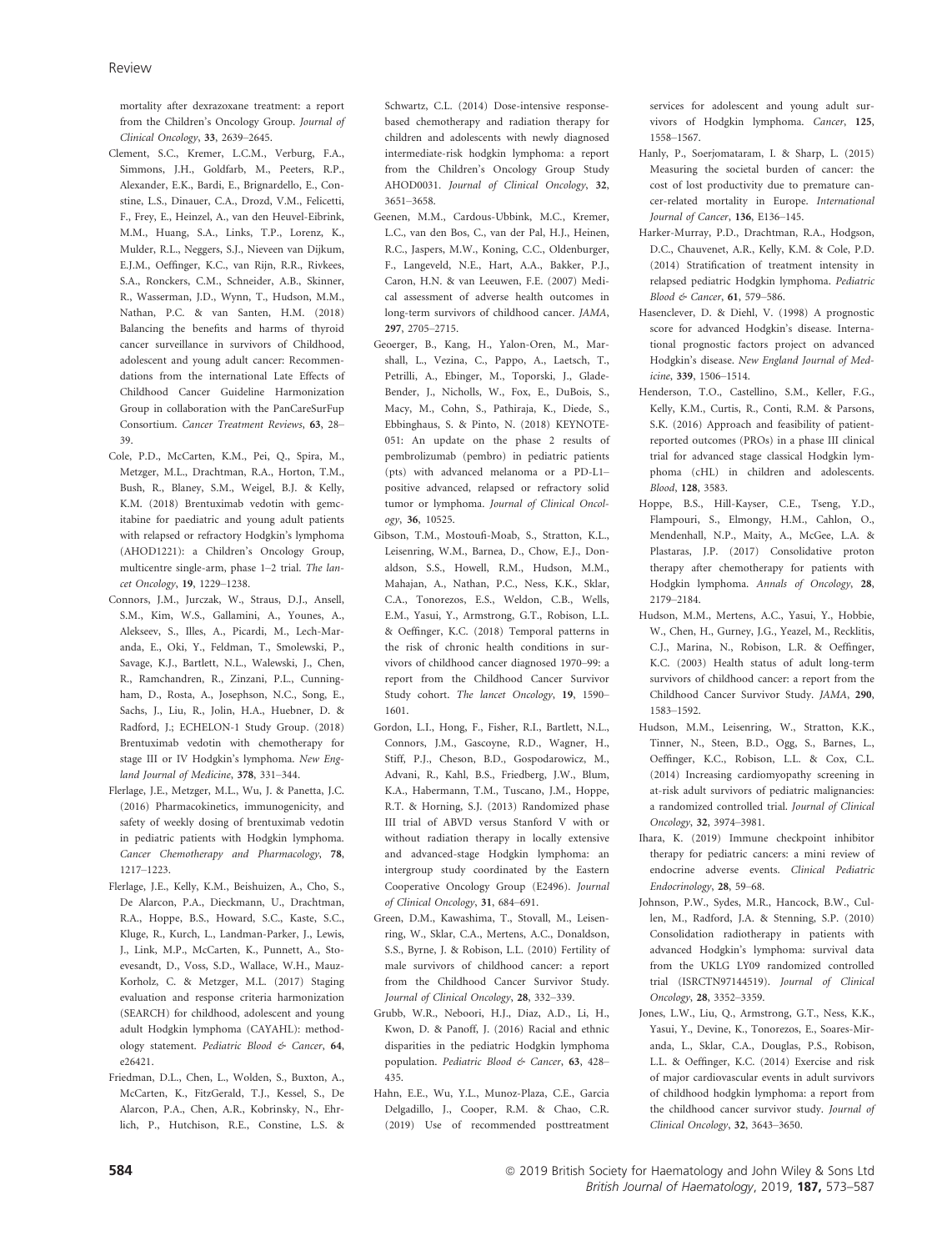mortality after dexrazoxane treatment: a report from the Children's Oncology Group. *Journal of Clinical Oncology*, **33**, 2639–2645.

Clement, S.C., Kremer, L.C.M., Verburg, F.A., Simmons, J.H., Goldfarb, M., Peeters, R.P., Alexander, E.K., Bardi, E., Brignardello, E., Constine, L.S., Dinauer, C.A., Drozd, V.M., Felicetti, F., Frey, E., Heinzel, A., van den Heuvel-Eibrink, M.M., Huang, S.A., Links, T.P., Lorenz, K., Mulder, R.L., Neggers, S.J., Nieveen van Dijkum, E.J.M., Oeffinger, K.C., van Rijn, R.R., Rivkees, S.A., Ronckers, C.M., Schneider, A.B., Skinner, R., Wasserman, J.D., Wynn, T., Hudson, M.M., Nathan, P.C. & van Santen, H.M. (2018) Balancing the benefits and harms of thyroid cancer surveillance in survivors of Childhood, adolescent and young adult cancer: Recommendations from the international Late Effects of Childhood Cancer Guideline Harmonization Group in collaboration with the PanCareSurFup Consortium. *Cancer Treatment Reviews*, **63**, 28–39.

Cole, P.D., McCarten, K.M., Pei, Q., Spira, M., Metzger, M.L., Drachtman, R.A., Horton, T.M., Bush, R., Blaney, S.M., Weigel, B.J. & Kelly, K.M. (2018) Brentuximab vedotin with gemcitabine for paediatric and young adult patients with relapsed or refractory Hodgkin's lymphoma (AHOD1221): a Children's Oncology Group, multicentre single-arm, phase 1–2 trial. *The lancet Oncology*, **19**, 1229–1238.

Connors, J.M., Jurczak, W., Straus, D.J., Ansell, S.M., Kim, W.S., Gallamini, A., Younes, A., Alekseev, S., Illes, A., Picardi, M., Lech-Maranda, E., Oki, Y., Feldman, T., Smolewski, P., Savage, K.J., Bartlett, N.L., Walewski, J., Chen, R., Ramchandren, R., Zinzani, P.L., Cunningham, D., Rosta, A., Josephson, N.C., Song, E., Sachs, J., Liu, R., Jolin, H.A., Huebner, D. & Radford, J.; ECHELON-1 Study Group. (2018) Brentuximab vedotin with chemotherapy for stage III or IV Hodgkin's lymphoma. *New England Journal of Medicine*, **378**, 331–344.

Flerlage, J.E., Metzger, M.L., Wu, J. & Panetta, J.C. (2016) Pharmacokinetics, immunogenicity, and safety of weekly dosing of brentuximab vedotin in pediatric patients with Hodgkin lymphoma. *Cancer Chemotherapy and Pharmacology*, **78**, 1217–1223.

Flerlage, J.E., Kelly, K.M., Beishuizen, A., Cho, S., De Alarcon, P.A., Dieckmann, U., Drachtman, R.A., Hoppe, B.S., Howard, S.C., Kaste, S.C., Kluge, R., Kurch, L., Landman-Parker, J., Lewis, J., Link, M.P., McCarten, K., Punnett, A., Stoevesandt, D., Voss, S.D., Wallace, W.H., Mauz-Korholz, C. & Metzger, M.L. (2017) Staging evaluation and response criteria harmonization (SEARCH) for childhood, adolescent and young adult Hodgkin lymphoma (CAYAHL): methodology statement. *Pediatric Blood & Cancer*, **64**, e26421.

Friedman, D.L., Chen, L., Wolden, S., Buxton, A., McCarten, K., FitzGerald, T.J., Kessel, S., De Alarcon, P.A., Chen, A.R., Kobrinsky, N., Ehrlich, P., Hutchison, R.E., Constine, L.S. & Schwartz, C.L. (2014) Dose-intensive response-based chemotherapy and radiation therapy for children and adolescents with newly diagnosed intermediate-risk hodgkin lymphoma: a report from the Children's Oncology Group Study AHOD0031. *Journal of Clinical Oncology*, **32**, 3651–3658.

Geenen, M.M., Cardous-Ubbink, M.C., Kremer, L.C., van den Bos, C., van der Pal, H.J., Heinen, R.C., Jaspers, M.W., Koning, C.C., Oldenburger, F., Langeveld, N.E., Hart, A.A., Bakker, P.J., Caron, H.N. & van Leeuwen, F.E. (2007) Medical assessment of adverse health outcomes in long-term survivors of childhood cancer. *JAMA*, **297**, 2705–2715.

Geoerger, B., Kang, H., Yalon-Oren, M., Marshall, L., Vezina, C., Pappo, A., Laetsch, T., Petrilli, A., Ebinger, M., Toporski, J., Glade-Bender, J., Nicholls, W., Fox, E., DuBois, S., Macy, M., Cohn, S., Pathiraja, K., Diede, S., Ebbinghaus, S. & Pinto, N. (2018) KEYNOTE-051: An update on the phase 2 results of pembrolizumab (pembro) in pediatric patients (pts) with advanced melanoma or a PD-L1–positive advanced, relapsed or refractory solid tumor or lymphoma. *Journal of Clinical Oncology*, **36**, 10525.

Gibson, T.M., Mostoufi-Moab, S., Stratton, K.L., Leisenring, W.M., Barnea, D., Chow, E.J., Donaldson, S.S., Howell, R.M., Hudson, M.M., Mahajan, A., Nathan, P.C., Ness, K.K., Sklar, C.A., Tonorezos, E.S., Weldon, C.B., Wells, E.M., Yasui, Y., Armstrong, G.T., Robison, L.L. & Oeffinger, K.C. (2018) Temporal patterns in the risk of chronic health conditions in survivors of childhood cancer diagnosed 1970–99: a report from the Childhood Cancer Survivor Study cohort. *The lancet Oncology*, **19**, 1590–1601.

Gordon, L.I., Hong, F., Fisher, R.I., Bartlett, N.L., Connors, J.M., Gascoyne, R.D., Wagner, H., Stiff, P.J., Cheson, B.D., Gospodarowicz, M., Advani, R., Kahl, B.S., Friedberg, J.W., Blum, K.A., Habermann, T.M., Tuscano, J.M., Hoppe, R.T. & Horning, S.J. (2013) Randomized phase III trial of ABVD versus Stanford V with or without radiation therapy in locally extensive and advanced-stage Hodgkin lymphoma: an intergroup study coordinated by the Eastern Cooperative Oncology Group (E2496). *Journal of Clinical Oncology*, **31**, 684–691.

Green, D.M., Kawashima, T., Stovall, M., Leisenring, W., Sklar, C.A., Mertens, A.C., Donaldson, S.S., Byrne, J. & Robison, L.L. (2010) Fertility of male survivors of childhood cancer: a report from the Childhood Cancer Survivor Study. *Journal of Clinical Oncology*, **28**, 332–339.

Grubb, W.R., Neboori, H.J., Diaz, A.D., Li, H., Kwon, D. & Panoff, J. (2016) Racial and ethnic disparities in the pediatric Hodgkin lymphoma population. *Pediatric Blood & Cancer*, **63**, 428–435.

Hahn, E.E., Wu, Y.L., Munoz-Plaza, C.E., Garcia Delgadillo, J., Cooper, R.M. & Chao, C.R. (2019) Use of recommended posttreatment services for adolescent and young adult survivors of Hodgkin lymphoma. *Cancer*, **125**, 1558–1567.

Hanly, P., Soerjomataram, I. & Sharp, L. (2015) Measuring the societal burden of cancer: the cost of lost productivity due to premature cancer-related mortality in Europe. *International Journal of Cancer*, **136**, E136–145.

Harker-Murray, P.D., Drachtman, R.A., Hodgson, D.C., Chauvenet, A.R., Kelly, K.M. & Cole, P.D. (2014) Stratification of treatment intensity in relapsed pediatric Hodgkin lymphoma. *Pediatric Blood & Cancer*, **61**, 579–586.

Hasenclever, D. & Diehl, V. (1998) A prognostic score for advanced Hodgkin's disease. International prognostic factors project on advanced Hodgkin's disease. *New England Journal of Medicine*, **339**, 1506–1514.

Henderson, T.O., Castellino, S.M., Keller, F.G., Kelly, K.M., Curtis, R., Conti, R.M. & Parsons, S.K. (2016) Approach and feasibility of patient-reported outcomes (PROs) in a phase III clinical trial for advanced stage classical Hodgkin lymphoma (cHL) in children and adolescents. *Blood*, **128**, 3583.

Hoppe, B.S., Hill-Kayser, C.E., Tseng, Y.D., Flampouri, S., Elmongy, H.M., Cahlon, O., Mendenhall, N.P., Maity, A., McGee, L.A. & Plastaras, J.P. (2017) Consolidative proton therapy after chemotherapy for patients with Hodgkin lymphoma. *Annals of Oncology*, **28**, 2179–2184.

Hudson, M.M., Mertens, A.C., Yasui, Y., Hobbie, W., Chen, H., Gurney, J.G., Yeazel, M., Recklitis, C.J., Marina, N., Robison, L.R. & Oeffinger, K.C. (2003) Health status of adult long-term survivors of childhood cancer: a report from the Childhood Cancer Survivor Study. *JAMA*, **290**, 1583–1592.

Hudson, M.M., Leisenring, W., Stratton, K.K., Tinner, N., Steen, B.D., Ogg, S., Barnes, L., Oeffinger, K.C., Robison, L.L. & Cox, C.L. (2014) Increasing cardiomyopathy screening in at-risk adult survivors of pediatric malignancies: a randomized controlled trial. *Journal of Clinical Oncology*, **32**, 3974–3981.

Ihara, K. (2019) Immune checkpoint inhibitor therapy for pediatric cancers: a mini review of endocrine adverse events. *Clinical Pediatric Endocrinology*, **28**, 59–68.

Johnson, P.W., Sydes, M.R., Hancock, B.W., Cullen, M., Radford, J.A. & Stenning, S.P. (2010) Consolidation radiotherapy in patients with advanced Hodgkin's lymphoma: survival data from the UKLG LY09 randomized controlled trial (ISRCTN97144519). *Journal of Clinical Oncology*, **28**, 3352–3359.

Jones, L.W., Liu, Q., Armstrong, G.T., Ness, K.K., Yasui, Y., Devine, K., Tonorezos, E., Soares-Miranda, L., Sklar, C.A., Douglas, P.S., Robison, L.L. & Oeffinger, K.C. (2014) Exercise and risk of major cardiovascular events in adult survivors of childhood hodgkin lymphoma: a report from the childhood cancer survivor study. *Journal of Clinical Oncology*, **32**, 3643–3650.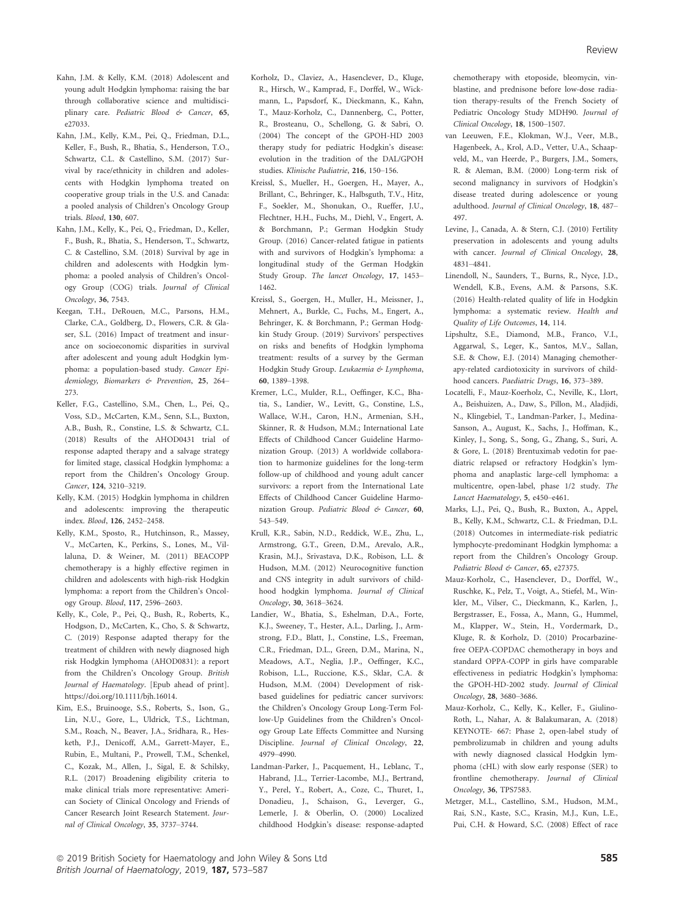Kahn, J.M. & Kelly, K.M. (2018) Adolescent and young adult Hodgkin lymphoma: raising the bar through collaborative science and multidisciplinary care. *Pediatric Blood & Cancer*, **65**, e27033.

Kahn, J.M., Kelly, K.M., Pei, Q., Friedman, D.L., Keller, F., Bush, R., Bhatia, S., Henderson, T.O., Schwartz, C.L. & Castellino, S.M. (2017) Survival by race/ethnicity in children and adolescents with Hodgkin lymphoma treated on cooperative group trials in the U.S. and Canada: a pooled analysis of Children's Oncology Group trials. *Blood*, **130**, 607.

Kahn, J.M., Kelly, K., Pei, Q., Friedman, D., Keller, F., Bush, R., Bhatia, S., Henderson, T., Schwartz, C. & Castellino, S.M. (2018) Survival by age in children and adolescents with Hodgkin lymphoma: a pooled analysis of Children's Oncology Group (COG) trials. *Journal of Clinical Oncology*, **36**, 7543.

Keegan, T.H., DeRouen, M.C., Parsons, H.M., Clarke, C.A., Goldberg, D., Flowers, C.R. & Glaser, S.L. (2016) Impact of treatment and insurance on socioeconomic disparities in survival after adolescent and young adult Hodgkin lymphoma: a population-based study. *Cancer Epidemiology, Biomarkers & Prevention*, **25**, 264–273.

Keller, F.G., Castellino, S.M., Chen, L., Pei, Q., Voss, S.D., McCarten, K.M., Senn, S.L., Buxton, A.B., Bush, R., Constine, L.S. & Schwartz, C.L. (2018) Results of the AHOD0431 trial of response adapted therapy and a salvage strategy for limited stage, classical Hodgkin lymphoma: a report from the Children's Oncology Group. *Cancer*, **124**, 3210–3219.

Kelly, K.M. (2015) Hodgkin lymphoma in children and adolescents: improving the therapeutic index. *Blood*, **126**, 2452–2458.

Kelly, K.M., Sposto, R., Hutchinson, R., Massey, V., McCarten, K., Perkins, S., Lones, M., Villaluna, D. & Weiner, M. (2011) BEACOPP chemotherapy is a highly effective regimen in children and adolescents with high-risk Hodgkin lymphoma: a report from the Children's Oncology Group. *Blood*, **117**, 2596–2603.

Kelly, K., Cole, P., Pei, Q., Bush, R., Roberts, K., Hodgson, D., McCarten, K., Cho, S. & Schwartz, C. (2019) Response adapted therapy for the treatment of children with newly diagnosed high risk Hodgkin lymphoma (AHOD0831): a report from the Children's Oncology Group. *British Journal of Haematology*. [Epub ahead of print]. https://doi.org/10.1111/bjh.16014.

Kim, E.S., Bruinooge, S.S., Roberts, S., Ison, G., Lin, N.U., Gore, L., Uldrick, T.S., Lichtman, S.M., Roach, N., Beaver, J.A., Sridhara, R., Hesketh, P.J., Denicoff, A.M., Garrett-Mayer, E., Rubin, E., Multani, P., Prowell, T.M., Schenkel, C., Kozak, M., Allen, J., Sigal, E. & Schilsky, R.L. (2017) Broadening eligibility criteria to make clinical trials more representative: American Society of Clinical Oncology and Friends of Cancer Research Joint Research Statement. *Journal of Clinical Oncology*, **35**, 3737–3744.

Korholz, D., Claviez, A., Hasenclever, D., Kluge, R., Hirsch, W., Kamprad, F., Dorffel, W., Wickmann, L., Papsdorf, K., Dieckmann, K., Kahn, T., Mauz-Korholz, C., Dannenberg, C., Potter, R., Brosteanu, O., Schellong, G. & Sabri, O. (2004) The concept of the GPOH-HD 2003 therapy study for pediatric Hodgkin's disease: evolution in the tradition of the DAL/GPOH studies. *Klinische Padiatrie*, **216**, 150–156.

Kreissl, S., Mueller, H., Goergen, H., Mayer, A., Brillant, C., Behringer, K., Halbsguth, T.V., Hitz, F., Soekler, M., Shonukan, O., Rueffer, J.U., Flechtner, H.H., Fuchs, M., Diehl, V., Engert, A. & Borchmann, P.; German Hodgkin Study Group. (2016) Cancer-related fatigue in patients with and survivors of Hodgkin's lymphoma: a longitudinal study of the German Hodgkin Study Group. *The lancet Oncology*, **17**, 1453–1462.

Kreissl, S., Goergen, H., Muller, H., Meissner, J., Mehnert, A., Burkle, C., Fuchs, M., Engert, A., Behringer, K. & Borchmann, P.; German Hodgkin Study Group. (2019) Survivors' perspectives on risks and benefits of Hodgkin lymphoma treatment: results of a survey by the German Hodgkin Study Group. *Leukaemia & Lymphoma*, **60**, 1389–1398.

Kremer, L.C., Mulder, R.L., Oeffinger, K.C., Bhatia, S., Landier, W., Levitt, G., Constine, L.S., Wallace, W.H., Caron, H.N., Armenian, S.H., Skinner, R. & Hudson, M.M.; International Late Effects of Childhood Cancer Guideline Harmonization Group. (2013) A worldwide collaboration to harmonize guidelines for the long-term follow-up of childhood and young adult cancer survivors: a report from the International Late Effects of Childhood Cancer Guideline Harmonization Group. *Pediatric Blood & Cancer*, **60**, 543–549.

Krull, K.R., Sabin, N.D., Reddick, W.E., Zhu, L., Armstrong, G.T., Green, D.M., Arevalo, A.R., Krasin, M.J., Srivastava, D.K., Robison, L.L. & Hudson, M.M. (2012) Neurocognitive function and CNS integrity in adult survivors of childhood hodgkin lymphoma. *Journal of Clinical Oncology*, **30**, 3618–3624.

Landier, W., Bhatia, S., Eshelman, D.A., Forte, K.J., Sweeney, T., Hester, A.L., Darling, J., Armstrong, F.D., Blatt, J., Constine, L.S., Freeman, C.R., Friedman, D.L., Green, D.M., Marina, N., Meadows, A.T., Neglia, J.P., Oeffinger, K.C., Robison, L.L., Ruccione, K.S., Sklar, C.A. & Hudson, M.M. (2004) Development of risk-based guidelines for pediatric cancer survivors: the Children's Oncology Group Long-Term Follow-Up Guidelines from the Children's Oncology Group Late Effects Committee and Nursing Discipline. *Journal of Clinical Oncology*, **22**, 4979–4990.

Landman-Parker, J., Pacquement, H., Leblanc, T., Habrand, J.L., Terrier-Lacombe, M.J., Bertrand, Y., Perel, Y., Robert, A., Coze, C., Thuret, I., Donadieu, J., Schaison, G., Leverger, G., Lemerle, J. & Oberlin, O. (2000) Localized childhood Hodgkin's disease: response-adapted chemotherapy with etoposide, bleomycin, vinblastine, and prednisone before low-dose radiation therapy-results of the French Society of Pediatric Oncology Study MDH90. *Journal of Clinical Oncology*, **18**, 1500–1507.

van Leeuwen, F.E., Klokman, W.J., Veer, M.B., Hagenbeek, A., Krol, A.D., Vetter, U.A., Schaapveld, M., van Heerde, P., Burgers, J.M., Somers, R. & Aleman, B.M. (2000) Long-term risk of second malignancy in survivors of Hodgkin's disease treated during adolescence or young adulthood. *Journal of Clinical Oncology*, **18**, 487–497.

Levine, J., Canada, A. & Stern, C.J. (2010) Fertility preservation in adolescents and young adults with cancer. *Journal of Clinical Oncology*, **28**, 4831–4841.

Linendoll, N., Saunders, T., Burns, R., Nyce, J.D., Wendell, K.B., Evens, A.M. & Parsons, S.K. (2016) Health-related quality of life in Hodgkin lymphoma: a systematic review. *Health and Quality of Life Outcomes*, **14**, 114.

Lipshultz, S.E., Diamond, M.B., Franco, V.I., Aggarwal, S., Leger, K., Santos, M.V., Sallan, S.E. & Chow, E.J. (2014) Managing chemotherapy-related cardiotoxicity in survivors of childhood cancers. *Paediatric Drugs*, **16**, 373–389.

Locatelli, F., Mauz-Koerholz, C., Neville, K., Llort, A., Beishuizen, A., Daw, S., Pillon, M., Aladjidi, N., Klingebiel, T., Landman-Parker, J., Medina-Sanson, A., August, K., Sachs, J., Hoffman, K., Kinley, J., Song, S., Song, G., Zhang, S., Suri, A. & Gore, L. (2018) Brentuximab vedotin for paediatric relapsed or refractory Hodgkin's lymphoma and anaplastic large-cell lymphoma: a multicentre, open-label, phase 1/2 study. *The Lancet Haematology*, **5**, e450–e461.

Marks, L.J., Pei, Q., Bush, R., Buxton, A., Appel, B., Kelly, K.M., Schwartz, C.L. & Friedman, D.L. (2018) Outcomes in intermediate-risk pediatric lymphocyte-predominant Hodgkin lymphoma: a report from the Children's Oncology Group. *Pediatric Blood & Cancer*, **65**, e27375.

Mauz-Korholz, C., Hasenclever, D., Dorffel, W., Ruschke, K., Pelz, T., Voigt, A., Stiefel, M., Winkler, M., Vilser, C., Dieckmann, K., Karlen, J., Bergstrasser, E., Fossa, A., Mann, G., Hummel, M., Klapper, W., Stein, H., Vordermark, D., Kluge, R. & Korholz, D. (2010) Procarbazine-free OEPA-COPDAC chemotherapy in boys and standard OPPA-COPP in girls have comparable effectiveness in pediatric Hodgkin's lymphoma: the GPOH-HD-2002 study. *Journal of Clinical Oncology*, **28**, 3680–3686.

Mauz-Korholz, C., Kelly, K., Keller, F., Giulino-Roth, L., Nahar, A. & Balakumaran, A. (2018) KEYNOTE- 667: Phase 2, open-label study of pembrolizumab in children and young adults with newly diagnosed classical Hodgkin lymphoma (cHL) with slow early response (SER) to frontline chemotherapy. *Journal of Clinical Oncology*, **36**, TPS7583.

Metzger, M.L., Castellino, S.M., Hudson, M.M., Rai, S.N., Kaste, S.C., Krasin, M.J., Kun, L.E., Pui, C.H. & Howard, S.C. (2008) Effect of race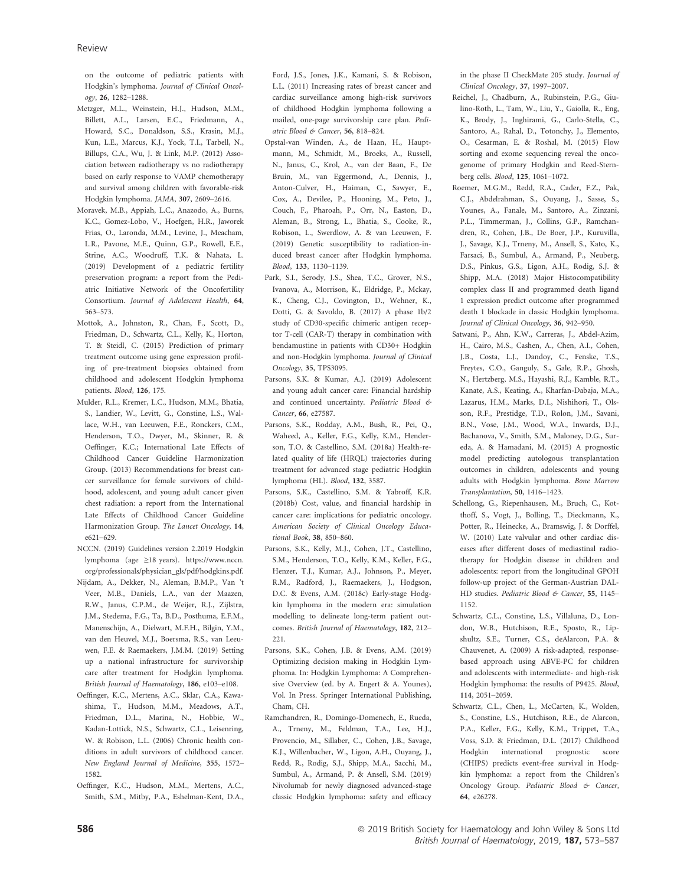on the outcome of pediatric patients with Hodgkin's lymphoma. *Journal of Clinical Oncology*, **26**, 1282–1288.

Metzger, M.L., Weinstein, H.J., Hudson, M.M., Billett, A.L., Larsen, E.C., Friedmann, A., Howard, S.C., Donaldson, S.S., Krasin, M.J., Kun, L.E., Marcus, K.J., Yock, T.I., Tarbell, N., Billups, C.A., Wu, J. & Link, M.P. (2012) Association between radiotherapy vs no radiotherapy based on early response to VAMP chemotherapy and survival among children with favorable-risk Hodgkin lymphoma. *JAMA*, **307**, 2609–2616.

Moravek, M.B., Appiah, L.C., Anazodo, A., Burns, K.C., Gomez-Lobo, V., Hoefgen, H.R., Jaworek Frias, O., Laronda, M.M., Levine, J., Meacham, L.R., Pavone, M.E., Quinn, G.P., Rowell, E.E., Strine, A.C., Woodruff, T.K. & Nahata, L. (2019) Development of a pediatric fertility preservation program: a report from the Pediatric Initiative Network of the Oncofertility Consortium. *Journal of Adolescent Health*, **64**, 563–573.

Mottok, A., Johnston, R., Chan, F., Scott, D., Friedman, D., Schwartz, C.L., Kelly, K., Horton, T. & Steidl, C. (2015) Prediction of primary treatment outcome using gene expression profiling of pre-treatment biopsies obtained from childhood and adolescent Hodgkin lymphoma patients. *Blood*, **126**, 175.

Mulder, R.L., Kremer, L.C., Hudson, M.M., Bhatia, S., Landier, W., Levitt, G., Constine, L.S., Wallace, W.H., van Leeuwen, F.E., Ronckers, C.M., Henderson, T.O., Dwyer, M., Skinner, R. & Oeffinger, K.C.; International Late Effects of Childhood Cancer Guideline Harmonization Group. (2013) Recommendations for breast cancer surveillance for female survivors of childhood, adolescent, and young adult cancer given chest radiation: a report from the International Late Effects of Childhood Cancer Guideline Harmonization Group. *The Lancet Oncology*, **14**, e621–629.

NCCN. (2019) Guidelines version 2.2019 Hodgkin lymphoma (age ≥18 years). https://www.nccn.org/professionals/physician_gls/pdf/hodgkins.pdf.

Nijdam, A., Dekker, N., Aleman, B.M.P., Van 't Veer, M.B., Daniels, L.A., van der Maazen, R.W., Janus, C.P.M., de Weijer, R.J., Zijlstra, J.M., Stedema, F.G., Ta, B.D., Posthuma, E.F.M., Manenschijn, A., Dielwart, M.F.H., Bilgin, Y.M., van den Heuvel, M.J., Boersma, R.S., van Leeuwen, F.E. & Raemaekers, J.M.M. (2019) Setting up a national infrastructure for survivorship care after treatment for Hodgkin lymphoma. *British Journal of Haematology*, **186**, e103–e108.

Oeffinger, K.C., Mertens, A.C., Sklar, C.A., Kawashima, T., Hudson, M.M., Meadows, A.T., Friedman, D.L., Marina, N., Hobbie, W., Kadan-Lottick, N.S., Schwartz, C.L., Leisenring, W. & Robison, L.L. (2006) Chronic health conditions in adult survivors of childhood cancer. *New England Journal of Medicine*, **355**, 1572–1582.

Oeffinger, K.C., Hudson, M.M., Mertens, A.C., Smith, S.M., Mitby, P.A., Eshelman-Kent, D.A., Ford, J.S., Jones, J.K., Kamani, S. & Robison, L.L. (2011) Increasing rates of breast cancer and cardiac surveillance among high-risk survivors of childhood Hodgkin lymphoma following a mailed, one-page survivorship care plan. *Pediatric Blood & Cancer*, **56**, 818–824.

Opstal-van Winden, A., de Haan, H., Hauptmann, M., Schmidt, M., Broeks, A., Russell, N., Janus, C., Krol, A., van der Baan, F., De Bruin, M., van Eggermond, A., Dennis, J., Anton-Culver, H., Haiman, C., Sawyer, E., Cox, A., Devilee, P., Hooning, M., Peto, J., Couch, F., Pharoah, P., Orr, N., Easton, D., Aleman, B., Strong, L., Bhatia, S., Cooke, R., Robison, L., Swerdlow, A. & van Leeuwen, F. (2019) Genetic susceptibility to radiation-induced breast cancer after Hodgkin lymphoma. *Blood*, **133**, 1130–1139.

Park, S.I., Serody, J.S., Shea, T.C., Grover, N.S., Ivanova, A., Morrison, K., Eldridge, P., Mckay, K., Cheng, C.J., Covington, D., Wehner, K., Dotti, G. & Savoldo, B. (2017) A phase 1b/2 study of CD30-specific chimeric antigen receptor T-cell (CAR-T) therapy in combination with bendamustine in patients with CD30+ Hodgkin and non-Hodgkin lymphoma. *Journal of Clinical Oncology*, **35**, TPS3095.

Parsons, S.K. & Kumar, A.J. (2019) Adolescent and young adult cancer care: Financial hardship and continued uncertainty. *Pediatric Blood & Cancer*, **66**, e27587.

Parsons, S.K., Rodday, A.M., Bush, R., Pei, Q., Waheed, A., Keller, F.G., Kelly, K.M., Henderson, T.O. & Castellino, S.M. (2018a) Health-related quality of life (HRQL) trajectories during treatment for advanced stage pediatric Hodgkin lymphoma (HL). *Blood*, **132**, 3587.

Parsons, S.K., Castellino, S.M. & Yabroff, K.R. (2018b) Cost, value, and financial hardship in cancer care: implications for pediatric oncology. *American Society of Clinical Oncology Educational Book*, **38**, 850–860.

Parsons, S.K., Kelly, M.J., Cohen, J.T., Castellino, S.M., Henderson, T.O., Kelly, K.M., Keller, F.G., Henzer, T.J., Kumar, A.J., Johnson, P., Meyer, R.M., Radford, J., Raemaekers, J., Hodgson, D.C. & Evens, A.M. (2018c) Early-stage Hodgkin lymphoma in the modern era: simulation modelling to delineate long-term patient outcomes. *British Journal of Haematology*, **182**, 212–221.

Parsons, S.K., Cohen, J.B. & Evens, A.M. (2019) Optimizing decision making in Hodgkin Lymphoma. In: Hodgkin Lymphoma: A Comprehensive Overview (ed. by A. Engert & A. Younes), Vol. In Press. Springer International Publishing, Cham, CH.

Ramchandren, R., Domingo-Domenech, E., Rueda, A., Trneny, M., Feldman, T.A., Lee, H.J., Provencio, M., Sillaber, C., Cohen, J.B., Savage, K.J., Willenbacher, W., Ligon, A.H., Ouyang, J., Redd, R., Rodig, S.J., Shipp, M.A., Sacchi, M., Sumbul, A., Armand, P. & Ansell, S.M. (2019) Nivolumab for newly diagnosed advanced-stage classic Hodgkin lymphoma: safety and efficacy in the phase II CheckMate 205 study. *Journal of Clinical Oncology*, **37**, 1997–2007.

Reichel, J., Chadburn, A., Rubinstein, P.G., Giulino-Roth, L., Tam, W., Liu, Y., Gaiolla, R., Eng, K., Brody, J., Inghirami, G., Carlo-Stella, C., Santoro, A., Rahal, D., Totonchy, J., Elemento, O., Cesarman, E. & Roshal, M. (2015) Flow sorting and exome sequencing reveal the oncogenome of primary Hodgkin and Reed-Sternberg cells. *Blood*, **125**, 1061–1072.

Roemer, M.G.M., Redd, R.A., Cader, F.Z., Pak, C.J., Abdelrahman, S., Ouyang, J., Sasse, S., Younes, A., Fanale, M., Santoro, A., Zinzani, P.L., Timmerman, J., Collins, G.P., Ramchandren, R., Cohen, J.B., De Boer, J.P., Kuruvilla, J., Savage, K.J., Trneny, M., Ansell, S., Kato, K., Farsaci, B., Sumbul, A., Armand, P., Neuberg, D.S., Pinkus, G.S., Ligon, A.H., Rodig, S.J. & Shipp, M.A. (2018) Major Histocompatibility complex class II and programmed death ligand 1 expression predict outcome after programmed death 1 blockade in classic Hodgkin lymphoma. *Journal of Clinical Oncology*, **36**, 942–950.

Satwani, P., Ahn, K.W., Carreras, J., Abdel-Azim, H., Cairo, M.S., Cashen, A., Chen, A.I., Cohen, J.B., Costa, L.J., Dandoy, C., Fenske, T.S., Freytes, C.O., Ganguly, S., Gale, R.P., Ghosh, N., Hertzberg, M.S., Hayashi, R.J., Kamble, R.T., Kanate, A.S., Keating, A., Kharfan-Dabaja, M.A., Lazarus, H.M., Marks, D.I., Nishihori, T., Olsson, R.F., Prestidge, T.D., Rolon, J.M., Savani, B.N., Vose, J.M., Wood, W.A., Inwards, D.J., Bachanova, V., Smith, S.M., Maloney, D.G., Sureda, A. & Hamadani, M. (2015) A prognostic model predicting autologous transplantation outcomes in children, adolescents and young adults with Hodgkin lymphoma. *Bone Marrow Transplantation*, **50**, 1416–1423.

Schellong, G., Riepenhausen, M., Bruch, C., Kotthoff, S., Vogt, J., Bolling, T., Dieckmann, K., Potter, R., Heinecke, A., Bramswig, J. & Dorffel, W. (2010) Late valvular and other cardiac diseases after different doses of mediastinal radiotherapy for Hodgkin disease in children and adolescents: report from the longitudinal GPOH follow-up project of the German-Austrian DAL-HD studies. *Pediatric Blood & Cancer*, **55**, 1145–1152.

Schwartz, C.L., Constine, L.S., Villaluna, D., London, W.B., Hutchison, R.E., Sposto, R., Lipshultz, S.E., Turner, C.S., deAlarcon, P.A. & Chauvenet, A. (2009) A risk-adapted, response-based approach using ABVE-PC for children and adolescents with intermediate- and high-risk Hodgkin lymphoma: the results of P9425. *Blood*, **114**, 2051–2059.

Schwartz, C.L., Chen, L., McCarten, K., Wolden, S., Constine, L.S., Hutchison, R.E., de Alarcon, P.A., Keller, F.G., Kelly, K.M., Trippet, T.A., Voss, S.D. & Friedman, D.L. (2017) Childhood Hodgkin international prognostic score (CHIPS) predicts event-free survival in Hodgkin lymphoma: a report from the Children's Oncology Group. *Pediatric Blood & Cancer*, **64**, e26278.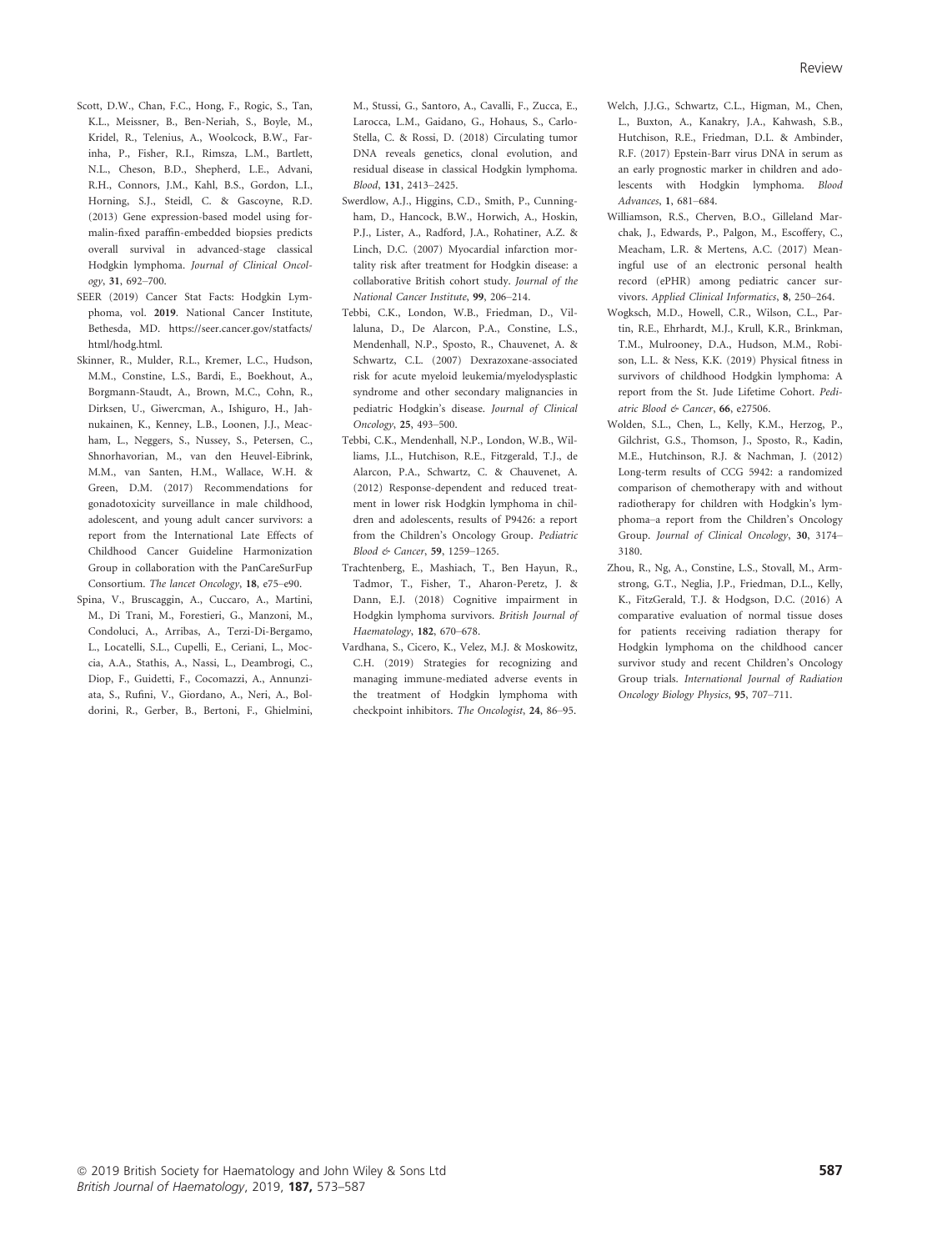Scott, D.W., Chan, F.C., Hong, F., Rogic, S., Tan, K.L., Meissner, B., Ben-Neriah, S., Boyle, M., Kridel, R., Telenius, A., Woolcock, B.W., Farinha, P., Fisher, R.I., Rimsza, L.M., Bartlett, N.L., Cheson, B.D., Shepherd, L.E., Advani, R.H., Connors, J.M., Kahl, B.S., Gordon, L.I., Horning, S.J., Steidl, C. & Gascoyne, R.D. (2013) Gene expression-based model using formalin-fixed paraffin-embedded biopsies predicts overall survival in advanced-stage classical Hodgkin lymphoma. *Journal of Clinical Oncology*, **31**, 692–700.

SEER (2019) Cancer Stat Facts: Hodgkin Lymphoma, vol. **2019**. National Cancer Institute, Bethesda, MD. https://seer.cancer.gov/statfacts/html/hodg.html.

Skinner, R., Mulder, R.L., Kremer, L.C., Hudson, M.M., Constine, L.S., Bardi, E., Boekhout, A., Borgmann-Staudt, A., Brown, M.C., Cohn, R., Dirksen, U., Giwercman, A., Ishiguro, H., Jahnukainen, K., Kenney, L.B., Loonen, J.J., Meacham, L., Neggers, S., Nussey, S., Petersen, C., Shnorhavorian, M., van den Heuvel-Eibrink, M.M., van Santen, H.M., Wallace, W.H. & Green, D.M. (2017) Recommendations for gonadotoxicity surveillance in male childhood, adolescent, and young adult cancer survivors: a report from the International Late Effects of Childhood Cancer Guideline Harmonization Group in collaboration with the PanCareSurFup Consortium. *The lancet Oncology*, **18**, e75–e90.

Spina, V., Bruscaggin, A., Cuccaro, A., Martini, M., Di Trani, M., Forestieri, G., Manzoni, M., Condoluci, A., Arribas, A., Terzi-Di-Bergamo, L., Locatelli, S.L., Cupelli, E., Ceriani, L., Moccia, A.A., Stathis, A., Nassi, L., Deambrogi, C., Diop, F., Guidetti, F., Cocomazzi, A., Annunziata, S., Rufini, V., Giordano, A., Neri, A., Boldorini, R., Gerber, B., Bertoni, F., Ghielmini, M., Stussi, G., Santoro, A., Cavalli, F., Zucca, E., Larocca, L.M., Gaidano, G., Hohaus, S., Carlo-Stella, C. & Rossi, D. (2018) Circulating tumor DNA reveals genetics, clonal evolution, and residual disease in classical Hodgkin lymphoma. *Blood*, **131**, 2413–2425.

Swerdlow, A.J., Higgins, C.D., Smith, P., Cunningham, D., Hancock, B.W., Horwich, A., Hoskin, P.J., Lister, A., Radford, J.A., Rohatiner, A.Z. & Linch, D.C. (2007) Myocardial infarction mortality risk after treatment for Hodgkin disease: a collaborative British cohort study. *Journal of the National Cancer Institute*, **99**, 206–214.

Tebbi, C.K., London, W.B., Friedman, D., Villaluna, D., De Alarcon, P.A., Constine, L.S., Mendenhall, N.P., Sposto, R., Chauvenet, A. & Schwartz, C.L. (2007) Dexrazoxane-associated risk for acute myeloid leukemia/myelodysplastic syndrome and other secondary malignancies in pediatric Hodgkin's disease. *Journal of Clinical Oncology*, **25**, 493–500.

Tebbi, C.K., Mendenhall, N.P., London, W.B., Williams, J.L., Hutchison, R.E., Fitzgerald, T.J., de Alarcon, P.A., Schwartz, C. & Chauvenet, A. (2012) Response-dependent and reduced treatment in lower risk Hodgkin lymphoma in children and adolescents, results of P9426: a report from the Children's Oncology Group. *Pediatric Blood & Cancer*, **59**, 1259–1265.

Trachtenberg, E., Mashiach, T., Ben Hayun, R., Tadmor, T., Fisher, T., Aharon-Peretz, J. & Dann, E.J. (2018) Cognitive impairment in Hodgkin lymphoma survivors. *British Journal of Haematology*, **182**, 670–678.

Vardhana, S., Cicero, K., Velez, M.J. & Moskowitz, C.H. (2019) Strategies for recognizing and managing immune-mediated adverse events in the treatment of Hodgkin lymphoma with checkpoint inhibitors. *The Oncologist*, **24**, 86–95.

Welch, J.J.G., Schwartz, C.L., Higman, M., Chen, L., Buxton, A., Kanakry, J.A., Kahwash, S.B., Hutchison, R.E., Friedman, D.L. & Ambinder, R.F. (2017) Epstein-Barr virus DNA in serum as an early prognostic marker in children and adolescents with Hodgkin lymphoma. *Blood Advances*, **1**, 681–684.

Williamson, R.S., Cherven, B.O., Gilleland Marchak, J., Edwards, P., Palgon, M., Escoffery, C., Meacham, L.R. & Mertens, A.C. (2017) Meaningful use of an electronic personal health record (ePHR) among pediatric cancer survivors. *Applied Clinical Informatics*, **8**, 250–264.

Wogksch, M.D., Howell, C.R., Wilson, C.L., Partin, R.E., Ehrhardt, M.J., Krull, K.R., Brinkman, T.M., Mulrooney, D.A., Hudson, M.M., Robison, L.L. & Ness, K.K. (2019) Physical fitness in survivors of childhood Hodgkin lymphoma: A report from the St. Jude Lifetime Cohort. *Pediatric Blood & Cancer*, **66**, e27506.

Wolden, S.L., Chen, L., Kelly, K.M., Herzog, P., Gilchrist, G.S., Thomson, J., Sposto, R., Kadin, M.E., Hutchinson, R.J. & Nachman, J. (2012) Long-term results of CCG 5942: a randomized comparison of chemotherapy with and without radiotherapy for children with Hodgkin's lymphoma–a report from the Children's Oncology Group. *Journal of Clinical Oncology*, **30**, 3174–3180.

Zhou, R., Ng, A., Constine, L.S., Stovall, M., Armstrong, G.T., Neglia, J.P., Friedman, D.L., Kelly, K., FitzGerald, T.J. & Hodgson, D.C. (2016) A comparative evaluation of normal tissue doses for patients receiving radiation therapy for Hodgkin lymphoma on the childhood cancer survivor study and recent Children's Oncology Group trials. *International Journal of Radiation Oncology Biology Physics*, **95**, 707–711.